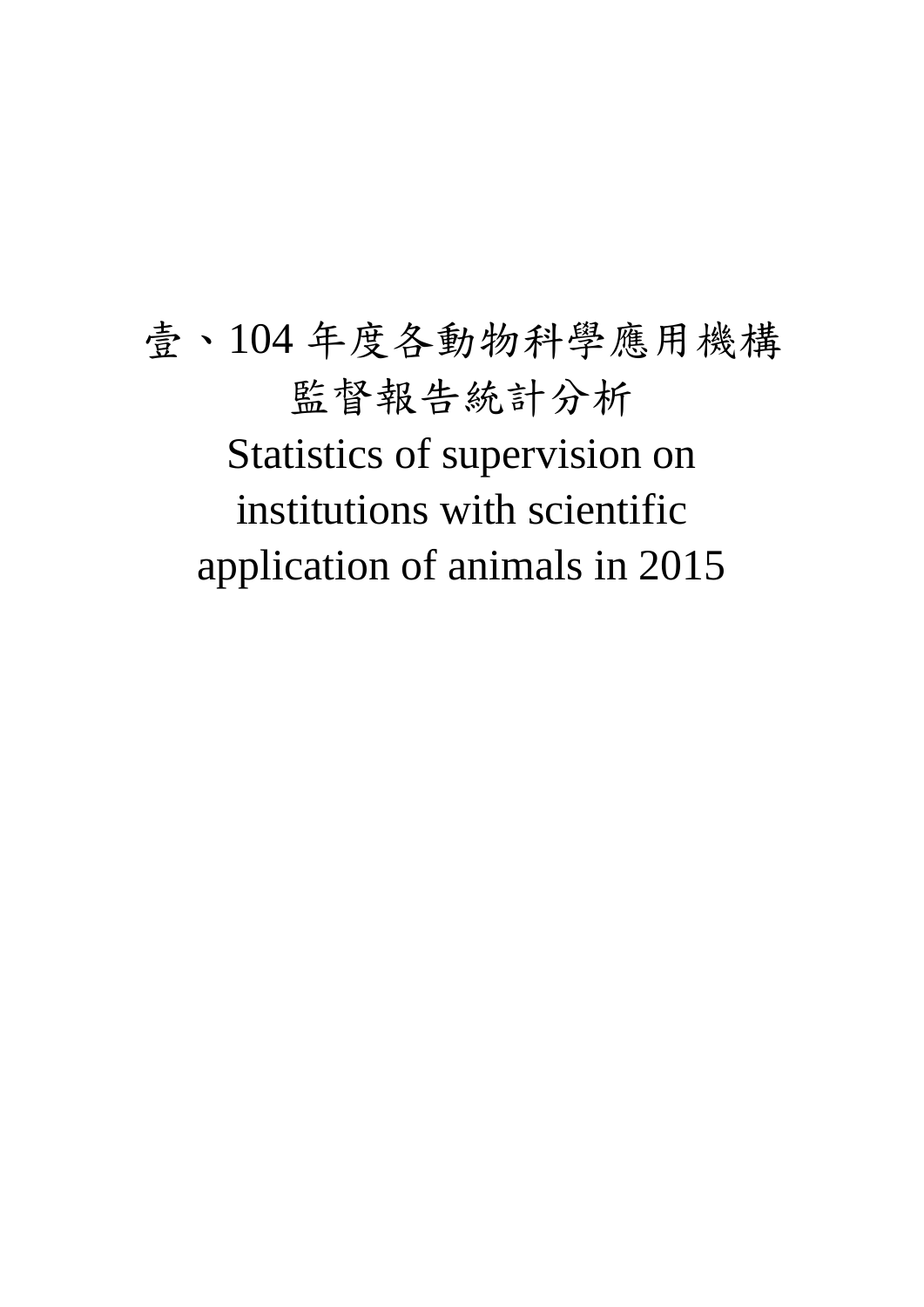# 壹、104 年度各動物科學應用機構監督報告統計分析

# Statistics of supervision on institutions with scientific application of animals in 2015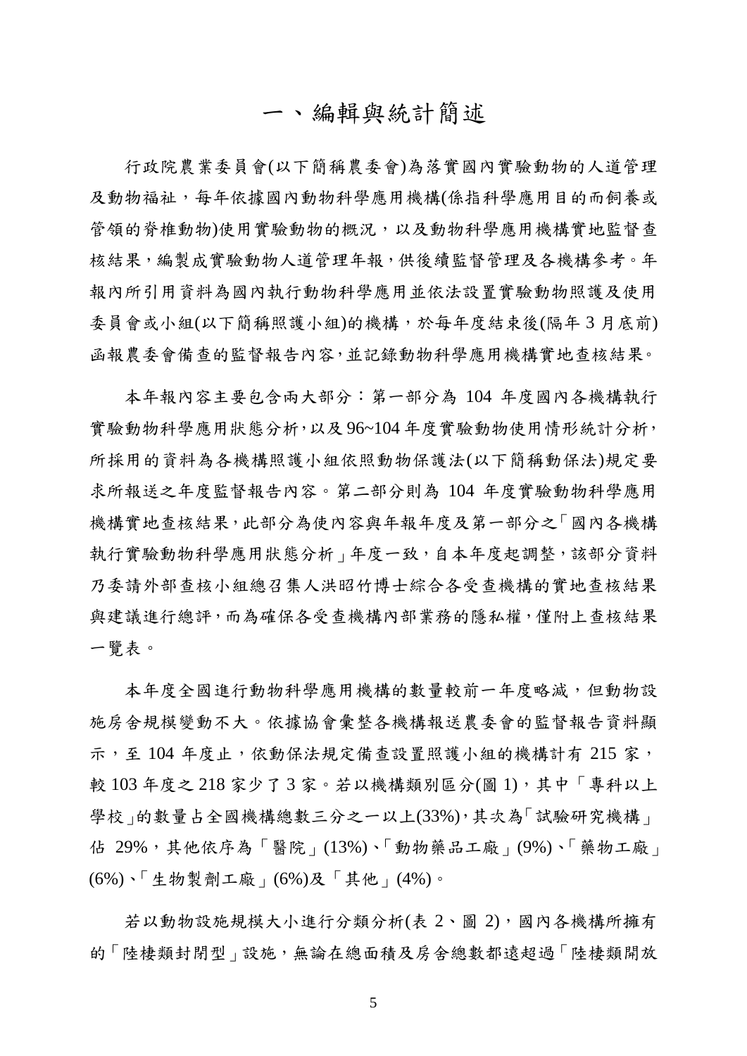# 一、編輯與統計簡述

行政院農業委員會(以下簡稱農委會)為落實國內實驗動物的人道管理及動物福祉，每年依據國內動物科學應用機構(係指科學應用目的而飼養或管領的脊椎動物)使用實驗動物的概況，以及動物科學應用機構實地監督查核結果，編製成實驗動物人道管理年報，供後續監督管理及各機構參考。年報內所引用資料為國內執行動物科學應用並依法設置實驗動物照護及使用委員會或小組(以下簡稱照護小組)的機構，於每年度結束後(隔年 3 月底前)函報農委會備查的監督報告內容，並記錄動物科學應用機構實地查核結果。

本年報內容主要包含兩大部分：第一部分為 104 年度國內各機構執行實驗動物科學應用狀態分析，以及 96~104 年度實驗動物使用情形統計分析，所採用的資料為各機構照護小組依照動物保護法(以下簡稱動保法)規定要求所報送之年度監督報告內容。第二部分則為 104 年度實驗動物科學應用機構實地查核結果，此部分為使內容與年報年度及第一部分之「國內各機構執行實驗動物科學應用狀態分析」年度一致，自本年度起調整，該部分資料乃委請外部查核小組總召集人洪昭竹博士綜合各受查機構的實地查核結果與建議進行總評，而為確保各受查機構內部業務的隱私權，僅附上查核結果一覽表。

本年度全國進行動物科學應用機構的數量較前一年度略減，但動物設施房舍規模變動不大。依據協會彙整各機構報送農委會的監督報告資料顯示，至 104 年度止，依動保法規定備查設置照護小組的機構計有 215 家，較 103 年度之 218 家少了 3 家。若以機構類別區分(圖 1)，其中「專科以上學校」的數量占全國機構總數三分之一以上(33%)，其次為「試驗研究機構」佔 29%，其他依序為「醫院」(13%)、「動物藥品工廠」(9%)、「藥物工廠」(6%)、「生物製劑工廠」(6%)及「其他」(4%)。

若以動物設施規模大小進行分類分析(表 2、圖 2)，國內各機構所擁有的「陸棲類封閉型」設施，無論在總面積及房舍總數都遠超過「陸棲類開放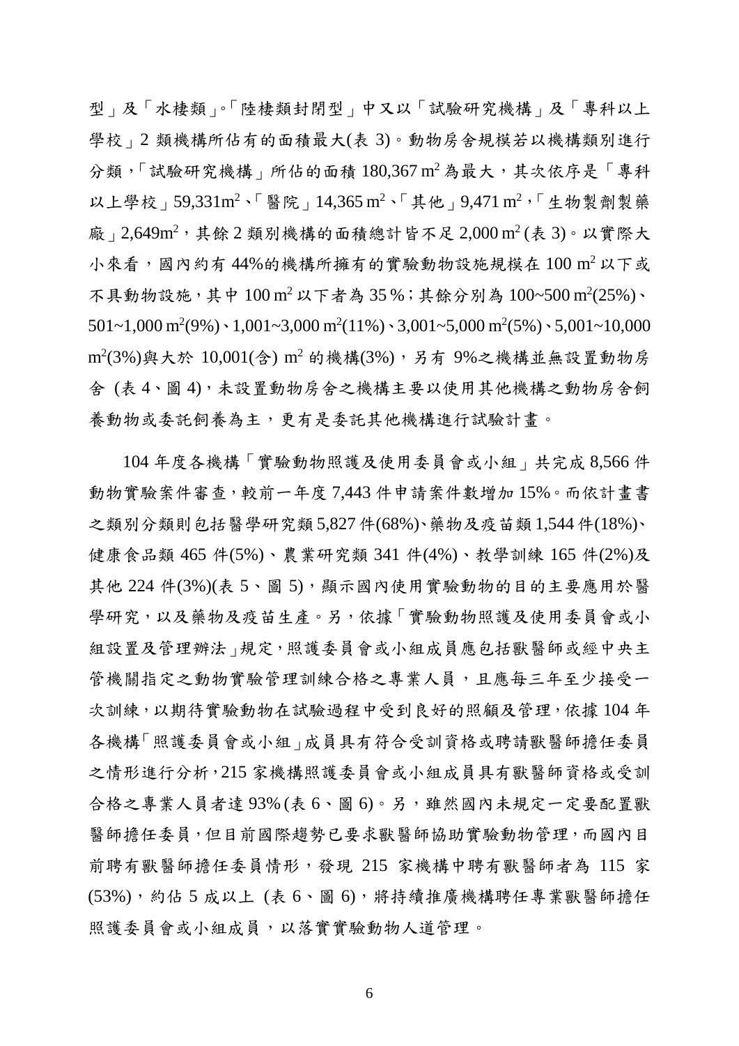型」及「水棲類」。「陸棲類封閉型」中又以「試驗研究機構」及「專科以上學校」2 類機構所佔有的面積最大(表 3)。動物房舍規模若以機構類別進行分類，「試驗研究機構」所佔的面積 180,367 $m^2$ 為最大，其次依序是「專科以上學校」59,331$m^2$、「醫院」14,365 $m^2$、「其他」9,471 $m^2$，「生物製劑製藥廠」2,649$m^2$，其餘 2 類別機構的面積總計皆不足 2,000 $m^2$ (表 3)。以實際大小來看，國內約有 44%的機構所擁有的實驗動物設施規模在 100 $m^2$ 以下或不具動物設施，其中 100 $m^2$ 以下者為 35 %；其餘分別為 100~500 $m^2$(25%)、501~1,000 $m^2$(9%)、1,001~3,000 $m^2$(11%)、3,001~5,000 $m^2$(5%)、5,001~10,000 $m^2$(3%)與大於 10,001(含) $m^2$ 的機構(3%)，另有 9%之機構並無設置動物房舍 (表 4、圖 4)，未設置動物房舍之機構主要以使用其他機構之動物房舍飼養動物或委託飼養為主，更有是委託其他機構進行試驗計畫。

104 年度各機構「實驗動物照護及使用委員會或小組」共完成 8,566 件動物實驗案件審查，較前一年度 7,443 件申請案件數增加 15%。而依計畫書之類別分類則包括醫學研究類 5,827 件(68%)、藥物及疫苗類 1,544 件(18%)、健康食品類 465 件(5%)、農業研究類 341 件(4%)、教學訓練 165 件(2%)及其他 224 件(3%)(表 5、圖 5)，顯示國內使用實驗動物的目的主要應用於醫學研究，以及藥物及疫苗生產。另，依據「實驗動物照護及使用委員會或小組設置及管理辦法」規定，照護委員會或小組成員應包括獸醫師或經中央主管機關指定之動物實驗管理訓練合格之專業人員，且應每三年至少接受一次訓練，以期待實驗動物在試驗過程中受到良好的照顧及管理，依據 104 年各機構「照護委員會或小組」成員具有符合受訓資格或聘請獸醫師擔任委員之情形進行分析，215 家機構照護委員會或小組成員具有獸醫師資格或受訓合格之專業人員者達 93% (表 6、圖 6)。另，雖然國內未規定一定要配置獸醫師擔任委員，但目前國際趨勢已要求獸醫師協助實驗動物管理，而國內目前聘有獸醫師擔任委員情形，發現 215 家機構中聘有獸醫師者為 115 家(53%)，約佔 5 成以上 (表 6、圖 6)，將持續推廣機構聘任專業獸醫師擔任照護委員會或小組成員，以落實實驗動物人道管理。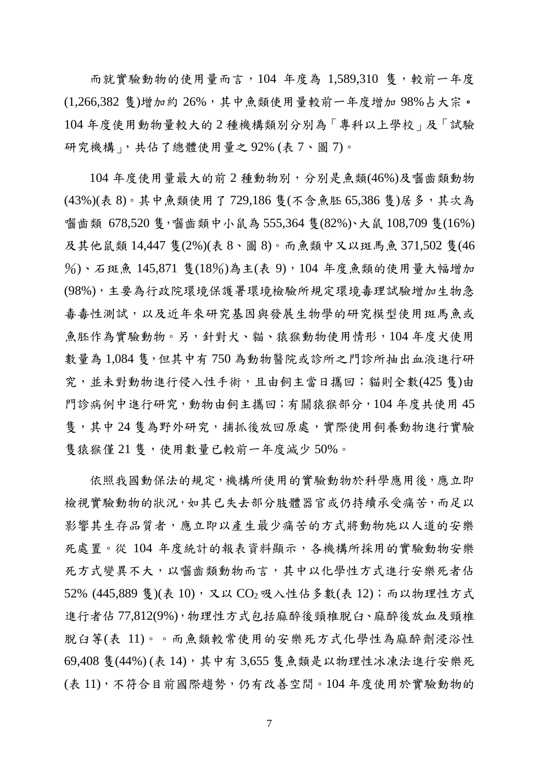而就實驗動物的使用量而言，104 年度為 1,589,310 隻，較前一年度(1,266,382 隻)增加約 26%，其中魚類使用量較前一年度增加 98%占大宗。104 年度使用動物量較大的 2 種機構類別分別為「專科以上學校」及「試驗研究機構」，共佔了總體使用量之 92% (表 7、圖 7)。

104 年度使用量最大的前 2 種動物別，分別是魚類(46%)及囓齒類動物(43%)(表 8)。其中魚類使用了 729,186 隻(不含魚胚 65,386 隻)居多，其次為囓齒類 678,520 隻，囓齒類中小鼠為 555,364 隻(82%)、大鼠 108,709 隻(16%)及其他鼠類 14,447 隻(2%)(表 8、圖 8)。而魚類中又以斑馬魚 371,502 隻(46％)、石斑魚 145,871 隻(18％)為主(表 9)，104 年度魚類的使用量大幅增加(98%)，主要為行政院環境保護署環境檢驗所規定環境毒理試驗增加生物急毒毒性測試，以及近年來研究基因與發展生物學的研究模型使用斑馬魚或魚胚作為實驗動物。另，針對犬、貓、猿猴動物使用情形，104 年度犬使用數量為 1,084 隻，但其中有 750 為動物醫院或診所之門診所抽出血液進行研究，並未對動物進行侵入性手術，且由飼主當日攜回；貓則全數(425 隻)由門診病例中進行研究，動物由飼主攜回；有關猿猴部分，104 年度共使用 45 隻，其中 24 隻為野外研究，捕抓後放回原處，實際使用飼養動物進行實驗隻猿猴僅 21 隻，使用數量已較前一年度減少 50%。

依照我國動保法的規定，機構所使用的實驗動物於科學應用後，應立即檢視實驗動物的狀況，如其已失去部分肢體器官或仍持續承受痛苦，而足以影響其生存品質者，應立即以產生最少痛苦的方式將動物施以人道的安樂死處置。從 104 年度統計的報表資料顯示，各機構所採用的實驗動物安樂死方式變異不大，以囓齒類動物而言，其中以化學性方式進行安樂死者佔 52% (445,889 隻)(表 10)，又以 $CO_2$ 吸入性佔多數(表 12)；而以物理性方式進行者佔 77,812(9%)，物理性方式包括麻醉後頸椎脫臼、麻醉後放血及頸椎脫臼等(表 11)。。而魚類較常使用的安樂死方式化學性為麻醉劑浸浴性 69,408 隻(44%) (表 14)，其中有 3,655 隻魚類是以物理性冰凍法進行安樂死(表 11)，不符合目前國際趨勢，仍有改善空間。104 年度使用於實驗動物的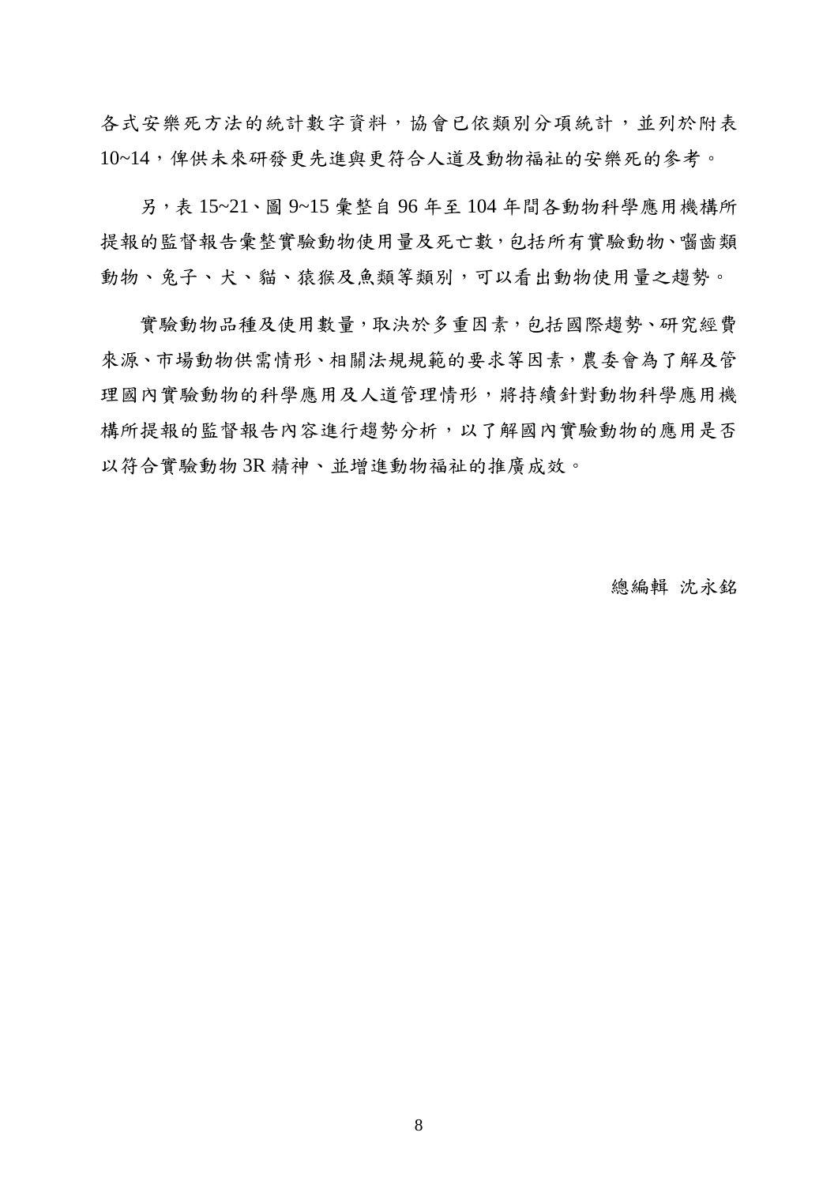各式安樂死方法的統計數字資料，協會已依類別分項統計，並列於附表10~14，俾供未來研發更先進與更符合人道及動物福祉的安樂死的參考。

另，表 15~21、圖 9~15 彙整自 96 年至 104 年間各動物科學應用機構所提報的監督報告彙整實驗動物使用量及死亡數，包括所有實驗動物、囓齒類動物、兔子、犬、貓、猿猴及魚類等類別，可以看出動物使用量之趨勢。

實驗動物品種及使用數量，取決於多重因素，包括國際趨勢、研究經費來源、市場動物供需情形、相關法規規範的要求等因素，農委會為了解及管理國內實驗動物的科學應用及人道管理情形，將持續針對動物科學應用機構所提報的監督報告內容進行趨勢分析，以了解國內實驗動物的應用是否以符合實驗動物 3R 精神、並增進動物福祉的推廣成效。

總編輯 沈永銘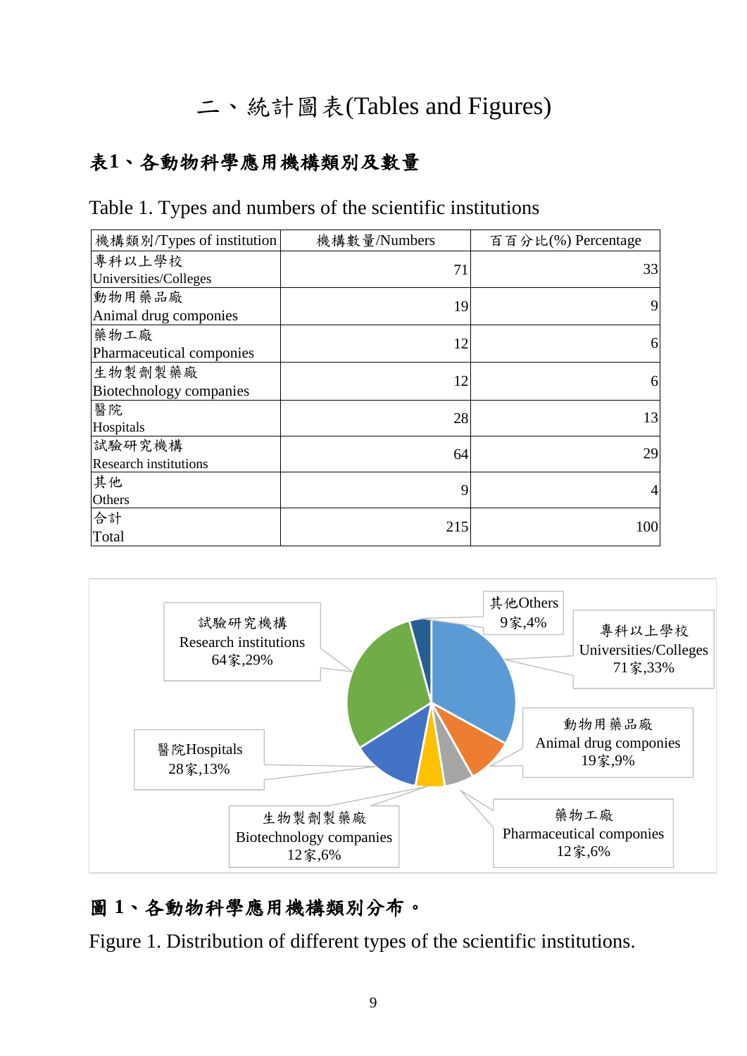# 二、統計圖表(Tables and Figures)

## 表1、各動物科學應用機構類別及數量

Table 1. Types and numbers of the scientific institutions

| 機構類別/Types of institution | 機構數量/Numbers | 百百分比(%) Percentage |
|---|---|---|
| 專科以上學校<br>Universities/Colleges | 71 | 33 |
| 動物用藥品廠<br>Animal drug componies | 19 | 9 |
| 藥物工廠<br>Pharmaceutical componies | 12 | 6 |
| 生物製劑製藥廠<br>Biotechnology companies | 12 | 6 |
| 醫院<br>Hospitals | 28 | 13 |
| 試驗研究機構<br>Research institutions | 64 | 29 |
| 其他<br>Others | 9 | 4 |
| 合計<br>Total | 215 | 100 |

## 圖 1、各動物科學應用機構類別分布。

Figure 1. Distribution of different types of the scientific institutions.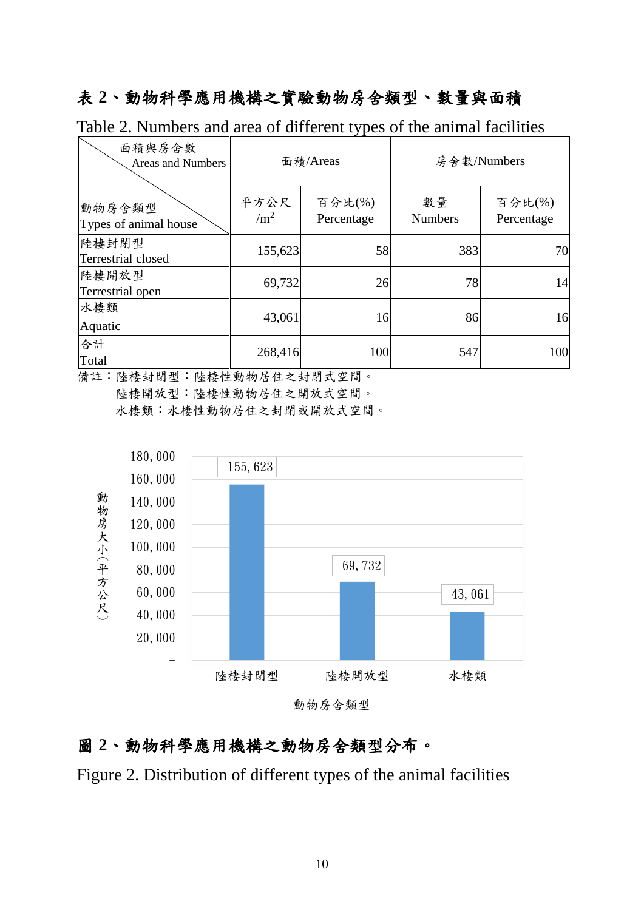**表 2、動物科學應用機構之實驗動物房舍類型、數量與面積**

Table 2. Numbers and area of different types of the animal facilities

| 面積與房舍數 Areas and Numbers / 動物房舍類型 Types of animal house | 面積/Areas | | 房舍數/Numbers | |
|---|---|---|---|---|
| | 平方公尺 /$m^2$ | 百分比(%) Percentage | 數量 Numbers | 百分比(%) Percentage |
| 陸棲封閉型 Terrestrial closed | 155,623 | 58 | 383 | 70 |
| 陸棲開放型 Terrestrial open | 69,732 | 26 | 78 | 14 |
| 水棲類 Aquatic | 43,061 | 16 | 86 | 16 |
| 合計 Total | 268,416 | 100 | 547 | 100 |

備註：陸棲封閉型：陸棲性動物居住之封閉式空間。
　　　陸棲開放型：陸棲性動物居住之開放式空間。
　　　水棲類：水棲性動物居住之封閉或開放式空間。

| 動物房舍類型 | 動物房大小（平方公尺） |
|---|---|
| 陸棲封閉型 | 155,623 |
| 陸棲開放型 | 69,732 |
| 水棲類 | 43,061 |

**圖 2、動物科學應用機構之動物房舍類型分布。**

Figure 2. Distribution of different types of the animal facilities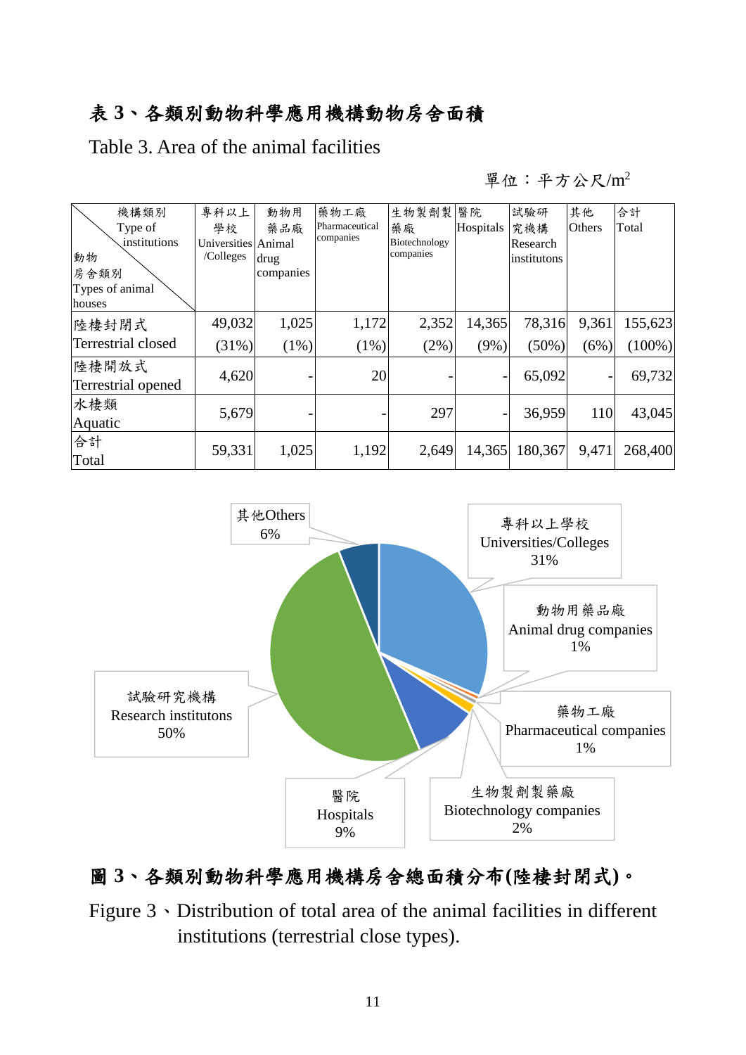# 表 3、各類別動物科學應用機構動物房舍面積

Table 3. Area of the animal facilities

單位：平方公尺/$m^2$

| 機構類別 Type of institutions / 動物房舍類別 Types of animal houses | 專科以上學校 Universities /Colleges | 動物用藥品廠 Animal drug companies | 藥物工廠 Pharmaceutical companies | 生物製劑製藥廠 Biotechnology companies | 醫院 Hospitals | 試驗研究機構 Research institutons | 其他 Others | 合計 Total |
|---|---|---|---|---|---|---|---|---|
| 陸棲封閉式 Terrestrial closed | 49,032 (31%) | 1,025 (1%) | 1,172 (1%) | 2,352 (2%) | 14,365 (9%) | 78,316 (50%) | 9,361 (6%) | 155,623 (100%) |
| 陸棲開放式 Terrestrial opened | 4,620 | - | 20 | - | - | 65,092 | - | 69,732 |
| 水棲類 Aquatic | 5,679 | - | - | 297 | - | 36,959 | 110 | 43,045 |
| 合計 Total | 59,331 | 1,025 | 1,192 | 2,649 | 14,365 | 180,367 | 9,471 | 268,400 |

## 圖 3、各類別動物科學應用機構房舍總面積分布(陸棲封閉式)。

Figure 3、Distribution of total area of the animal facilities in different institutions (terrestrial close types).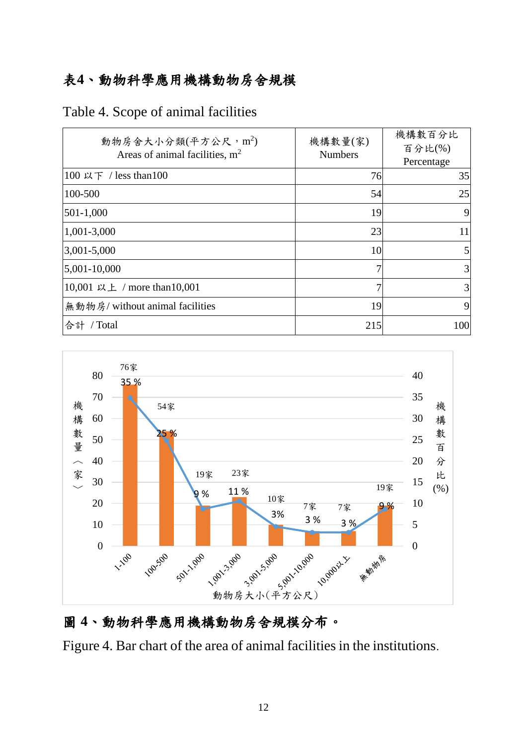## 表4、動物科學應用機構動物房舍規模

Table 4. Scope of animal facilities

| 動物房舍大小分類(平方公尺，$m^2$) Areas of animal facilities, $m^2$ | 機構數量(家) Numbers | 機構數百分比 百分比(%) Percentage |
|---|---|---|
| 100 以下 / less than100 | 76 | 35 |
| 100-500 | 54 | 25 |
| 501-1,000 | 19 | 9 |
| 1,001-3,000 | 23 | 11 |
| 3,001-5,000 | 10 | 5 |
| 5,001-10,000 | 7 | 3 |
| 10,001 以上 / more than10,001 | 7 | 3 |
| 無動物房/ without animal facilities | 19 | 9 |
| 合計 / Total | 215 | 100 |

圖 4、動物科學應用機構動物房舍規模分布。

Figure 4. Bar chart of the area of animal facilities in the institutions.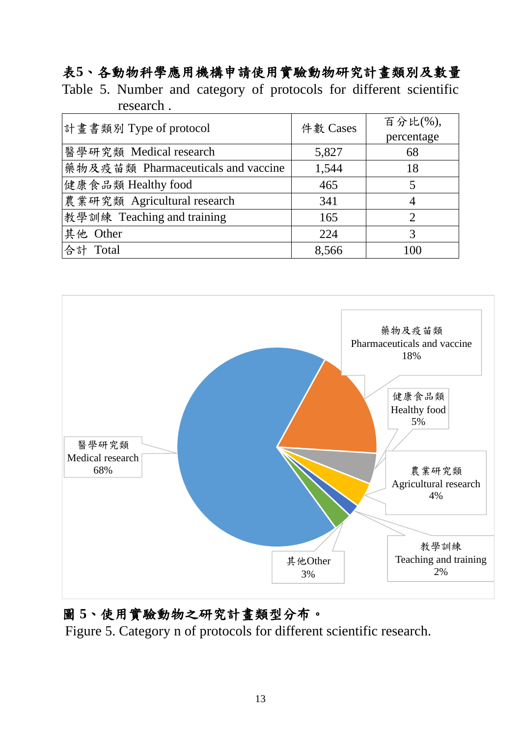**表5、各動物科學應用機構申請使用實驗動物研究計畫類別及數量**

Table 5. Number and category of protocols for different scientific research .

| 計畫書類別 Type of protocol | 件數 Cases | 百分比(%), percentage |
|---|---|---|
| 醫學研究類 Medical research | 5,827 | 68 |
| 藥物及疫苗類 Pharmaceuticals and vaccine | 1,544 | 18 |
| 健康食品類 Healthy food | 465 | 5 |
| 農業研究類 Agricultural research | 341 | 4 |
| 教學訓練 Teaching and training | 165 | 2 |
| 其他 Other | 224 | 3 |
| 合計 Total | 8,566 | 100 |

**圖 5、使用實驗動物之研究計畫類型分布。**

Figure 5. Category n of protocols for different scientific research.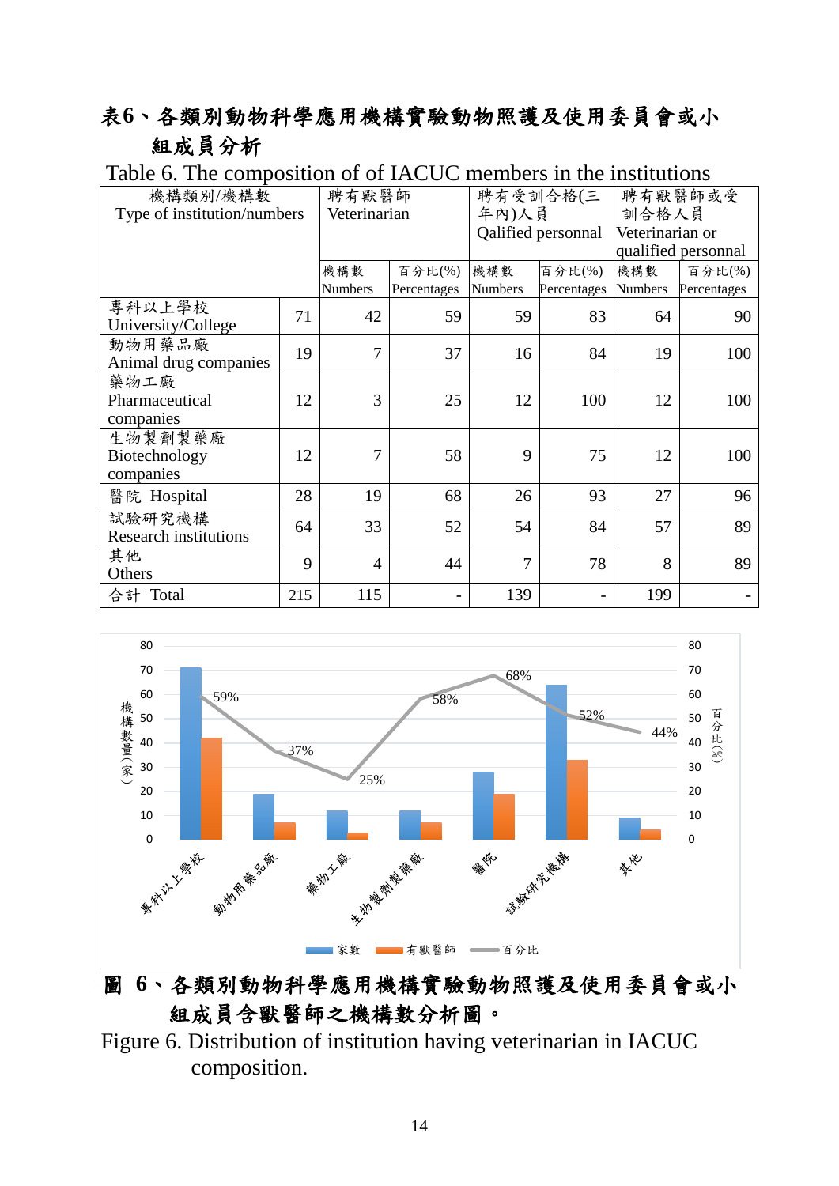# 表6、各類別動物科學應用機構實驗動物照護及使用委員會或小組成員分析

Table 6. The composition of IACUC members in the institutions

| 機構類別/機構數 Type of institution/numbers | | 聘有獸醫師 Veterinarian | | 聘有受訓合格(三年內)人員 Qalified personnal | | 聘有獸醫師或受訓合格人員 Veterinarian or qualified personnal | |
|---|---|---|---|---|---|---|---|
| | | 機構數 Numbers | 百分比(%) Percentages | 機構數 Numbers | 百分比(%) Percentages | 機構數 Numbers | 百分比(%) Percentages |
| 專科以上學校 University/College | 71 | 42 | 59 | 59 | 83 | 64 | 90 |
| 動物用藥品廠 Animal drug companies | 19 | 7 | 37 | 16 | 84 | 19 | 100 |
| 藥物工廠 Pharmaceutical companies | 12 | 3 | 25 | 12 | 100 | 12 | 100 |
| 生物製劑製藥廠 Biotechnology companies | 12 | 7 | 58 | 9 | 75 | 12 | 100 |
| 醫院 Hospital | 28 | 19 | 68 | 26 | 93 | 27 | 96 |
| 試驗研究機構 Research institutions | 64 | 33 | 52 | 54 | 84 | 57 | 89 |
| 其他 Others | 9 | 4 | 44 | 7 | 78 | 8 | 89 |
| 合計 Total | 215 | 115 | - | 139 | - | 199 | - |

圖 6、各類別動物科學應用機構實驗動物照護及使用委員會或小組成員含獸醫師之機構數分析圖。

Figure 6. Distribution of institution having veterinarian in IACUC composition.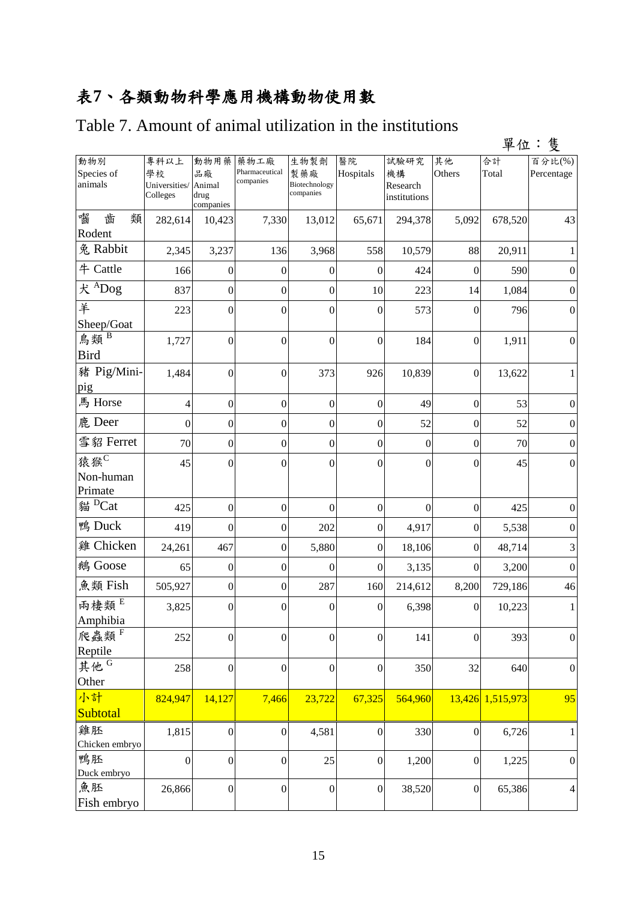# 表7、各類動物科學應用機構動物使用數

## Table 7. Amount of animal utilization in the institutions

單位：隻

| 動物別 Species of animals | 專科以上學校 Universities/ Colleges | 動物用藥品廠 Animal drug companies | 藥物工廠 Pharmaceutical companies | 生物製劑製藥廠 Biotechnology companies | 醫院 Hospitals | 試驗研究機構 Research institutions | 其他 Others | 合計 Total | 百分比(%) Percentage |
|---|---|---|---|---|---|---|---|---|---|
| 嚙齒類 Rodent | 282,614 | 10,423 | 7,330 | 13,012 | 65,671 | 294,378 | 5,092 | 678,520 | 43 |
| 兔 Rabbit | 2,345 | 3,237 | 136 | 3,968 | 558 | 10,579 | 88 | 20,911 | 1 |
| 牛 Cattle | 166 | 0 | 0 | 0 | 0 | 424 | 0 | 590 | 0 |
| 犬 [A]Dog | 837 | 0 | 0 | 0 | 10 | 223 | 14 | 1,084 | 0 |
| 羊 Sheep/Goat | 223 | 0 | 0 | 0 | 0 | 573 | 0 | 796 | 0 |
| 鳥類 [B] Bird | 1,727 | 0 | 0 | 0 | 0 | 184 | 0 | 1,911 | 0 |
| 豬 Pig/Mini-pig | 1,484 | 0 | 0 | 373 | 926 | 10,839 | 0 | 13,622 | 1 |
| 馬 Horse | 4 | 0 | 0 | 0 | 0 | 49 | 0 | 53 | 0 |
| 鹿 Deer | 0 | 0 | 0 | 0 | 0 | 52 | 0 | 52 | 0 |
| 雪貂 Ferret | 70 | 0 | 0 | 0 | 0 | 0 | 0 | 70 | 0 |
| 猿猴[C] Non-human Primate | 45 | 0 | 0 | 0 | 0 | 0 | 0 | 45 | 0 |
| 貓 [D]Cat | 425 | 0 | 0 | 0 | 0 | 0 | 0 | 425 | 0 |
| 鴨 Duck | 419 | 0 | 0 | 202 | 0 | 4,917 | 0 | 5,538 | 0 |
| 雞 Chicken | 24,261 | 467 | 0 | 5,880 | 0 | 18,106 | 0 | 48,714 | 3 |
| 鵝 Goose | 65 | 0 | 0 | 0 | 0 | 3,135 | 0 | 3,200 | 0 |
| 魚類 Fish | 505,927 | 0 | 0 | 287 | 160 | 214,612 | 8,200 | 729,186 | 46 |
| 兩棲類 [E] Amphibia | 3,825 | 0 | 0 | 0 | 0 | 6,398 | 0 | 10,223 | 1 |
| 爬蟲類 [F] Reptile | 252 | 0 | 0 | 0 | 0 | 141 | 0 | 393 | 0 |
| 其他 [G] Other | 258 | 0 | 0 | 0 | 0 | 350 | 32 | 640 | 0 |
| 小計 Subtotal | 824,947 | 14,127 | 7,466 | 23,722 | 67,325 | 564,960 | 13,426 | 1,515,973 | 95 |
| 雞胚 Chicken embryo | 1,815 | 0 | 0 | 4,581 | 0 | 330 | 0 | 6,726 | 1 |
| 鴨胚 Duck embryo | 0 | 0 | 0 | 25 | 0 | 1,200 | 0 | 1,225 | 0 |
| 魚胚 Fish embryo | 26,866 | 0 | 0 | 0 | 0 | 38,520 | 0 | 65,386 | 4 |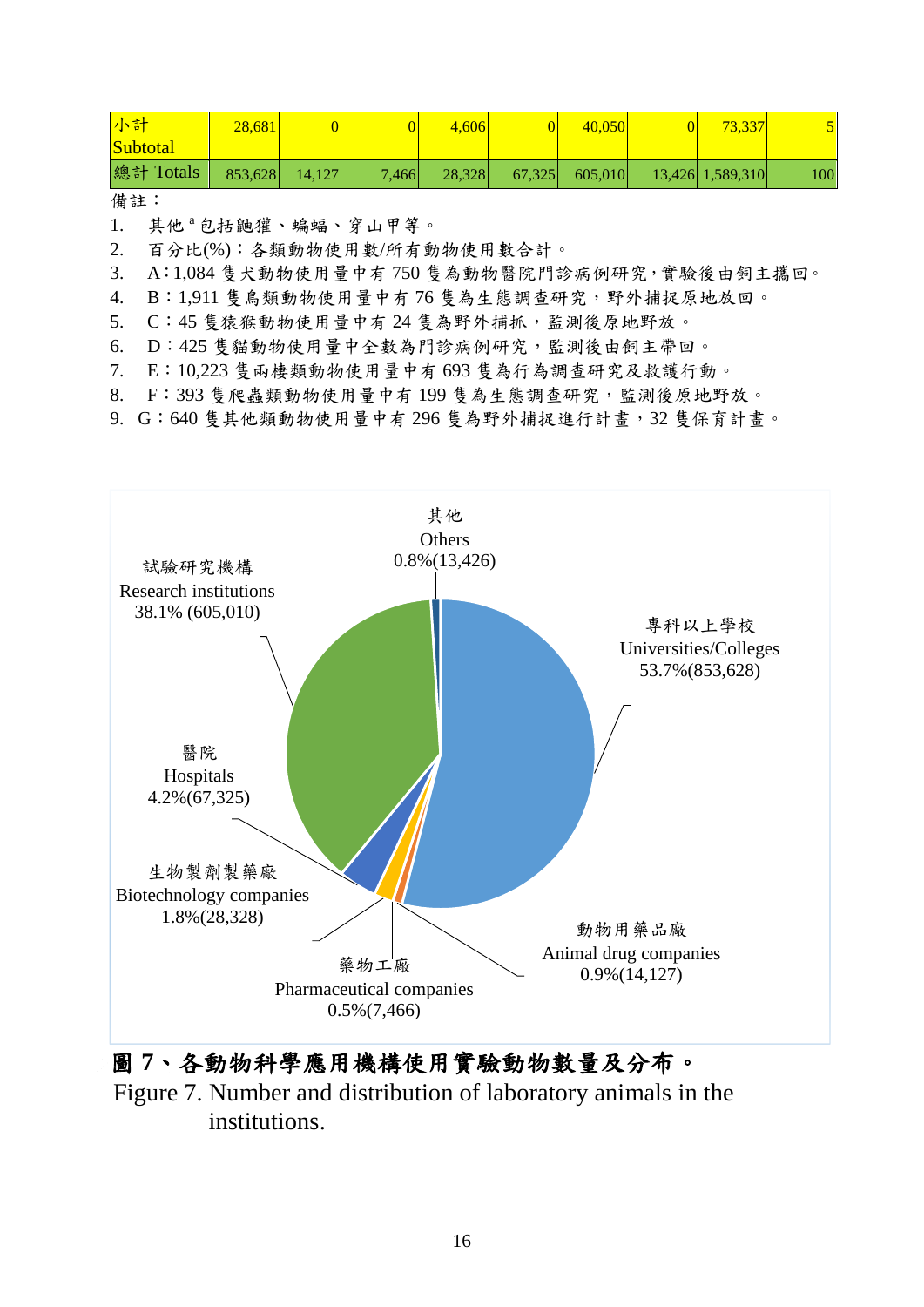| 小計 Subtotal | 28,681 | 0 | 0 | 4,606 | 0 | 40,050 | 0 | 73,337 | 5 |
|---|---|---|---|---|---|---|---|---|---|
| 總計 Totals | 853,628 | 14,127 | 7,466 | 28,328 | 67,325 | 605,010 | 13,426 | 1,589,310 | 100 |

備註：

1. 其他[a]包括鼬獾、蝙蝠、穿山甲等。
2. 百分比(%)：各類動物使用數/所有動物使用數合計。
3. A：1,084 隻犬動物使用量中有 750 隻為動物醫院門診病例研究，實驗後由飼主攜回。
4. B：1,911 隻鳥類動物使用量中有 76 隻為生態調查研究，野外捕捉原地放回。
5. C：45 隻猿猴動物使用量中有 24 隻為野外捕抓，監測後原地野放。
6. D：425 隻貓動物使用量中全數為門診病例研究，監測後由飼主帶回。
7. E：10,223 隻兩棲類動物使用量中有 693 隻為行為調查研究及救護行動。
8. F：393 隻爬蟲類動物使用量中有 199 隻為生態調查研究，監測後原地野放。
9. G：640 隻其他類動物使用量中有 296 隻為野外捕捉進行計畫，32 隻保育計畫。

其他 Others 0.8%(13,426)

試驗研究機構 Research institutions 38.1% (605,010)

專科以上學校 Universities/Colleges 53.7%(853,628)

醫院 Hospitals 4.2%(67,325)

生物製劑製藥廠 Biotechnology companies 1.8%(28,328)

動物用藥品廠 Animal drug companies 0.9%(14,127)

藥物工廠 Pharmaceutical companies 0.5%(7,466)

**圖 7、各動物科學應用機構使用實驗動物數量及分布。**

Figure 7. Number and distribution of laboratory animals in the institutions.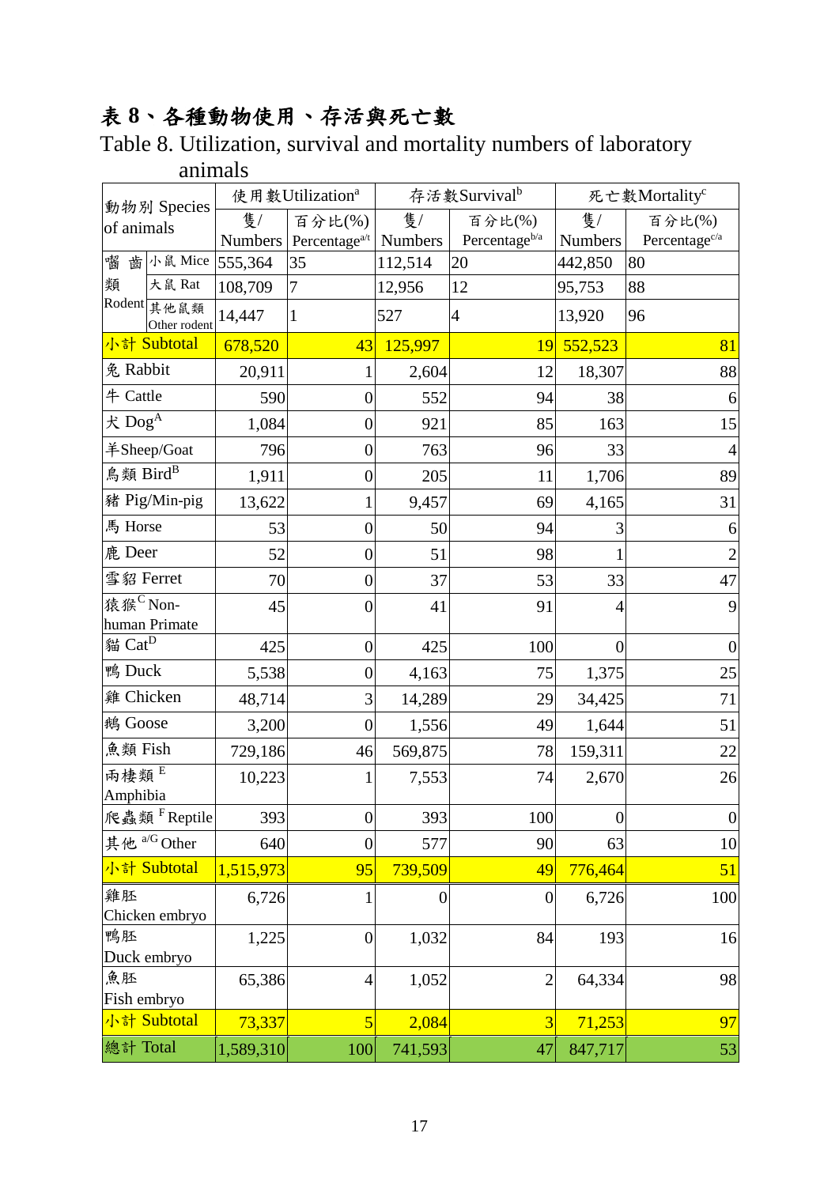# 表 8、各種動物使用、存活與死亡數

Table 8. Utilization, survival and mortality numbers of laboratory animals

| 動物別 Species of animals | | 使用數Utilization[a] | | 存活數Survival[b] | | 死亡數Mortality[c] | |
|---|---|---|---|---|---|---|---|
| | | 隻/ Numbers | 百分比(%) Percentage[a/t] | 隻/ Numbers | 百分比(%) Percentage[b/a] | 隻/ Numbers | 百分比(%) Percentage[c/a] |
| 囓齒類 Rodent | 小鼠 Mice | 555,364 | 35 | 112,514 | 20 | 442,850 | 80 |
| | 大鼠 Rat | 108,709 | 7 | 12,956 | 12 | 95,753 | 88 |
| | 其他鼠類 Other rodent | 14,447 | 1 | 527 | 4 | 13,920 | 96 |
| 小計 Subtotal | | 678,520 | 43 | 125,997 | 19 | 552,523 | 81 |
| 兔 Rabbit | | 20,911 | 1 | 2,604 | 12 | 18,307 | 88 |
| 牛 Cattle | | 590 | 0 | 552 | 94 | 38 | 6 |
| 犬 Dog[A] | | 1,084 | 0 | 921 | 85 | 163 | 15 |
| 羊Sheep/Goat | | 796 | 0 | 763 | 96 | 33 | 4 |
| 鳥類 Bird[B] | | 1,911 | 0 | 205 | 11 | 1,706 | 89 |
| 豬 Pig/Min-pig | | 13,622 | 1 | 9,457 | 69 | 4,165 | 31 |
| 馬 Horse | | 53 | 0 | 50 | 94 | 3 | 6 |
| 鹿 Deer | | 52 | 0 | 51 | 98 | 1 | 2 |
| 雪貂 Ferret | | 70 | 0 | 37 | 53 | 33 | 47 |
| 猿猴[C] Non-human Primate | | 45 | 0 | 41 | 91 | 4 | 9 |
| 貓 Cat[D] | | 425 | 0 | 425 | 100 | 0 | 0 |
| 鴨 Duck | | 5,538 | 0 | 4,163 | 75 | 1,375 | 25 |
| 雞 Chicken | | 48,714 | 3 | 14,289 | 29 | 34,425 | 71 |
| 鵝 Goose | | 3,200 | 0 | 1,556 | 49 | 1,644 | 51 |
| 魚類 Fish | | 729,186 | 46 | 569,875 | 78 | 159,311 | 22 |
| 兩棲類[E] Amphibia | | 10,223 | 1 | 7,553 | 74 | 2,670 | 26 |
| 爬蟲類[F] Reptile | | 393 | 0 | 393 | 100 | 0 | 0 |
| 其他[a/G] Other | | 640 | 0 | 577 | 90 | 63 | 10 |
| 小計 Subtotal | | 1,515,973 | 95 | 739,509 | 49 | 776,464 | 51 |
| 雞胚 Chicken embryo | | 6,726 | 1 | 0 | 0 | 6,726 | 100 |
| 鴨胚 Duck embryo | | 1,225 | 0 | 1,032 | 84 | 193 | 16 |
| 魚胚 Fish embryo | | 65,386 | 4 | 1,052 | 2 | 64,334 | 98 |
| 小計 Subtotal | | 73,337 | 5 | 2,084 | 3 | 71,253 | 97 |
| 總計 Total | | 1,589,310 | 100 | 741,593 | 47 | 847,717 | 53 |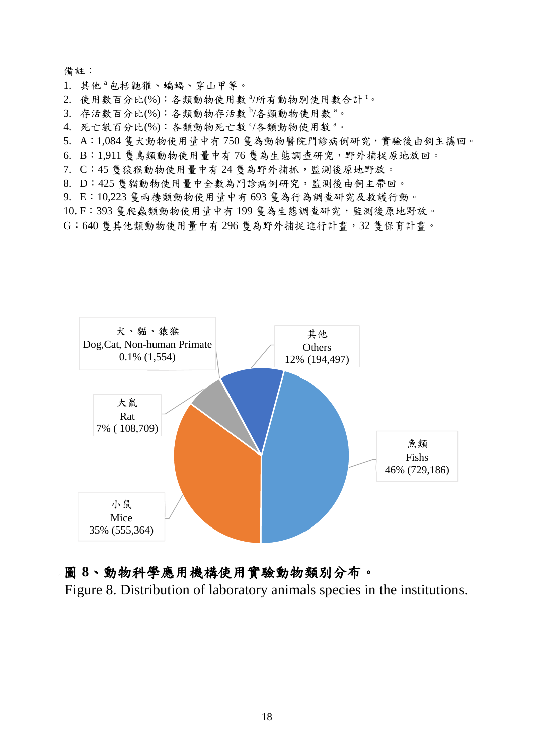備註：

1. 其他[a]包括鼬獾、蝙蝠、穿山甲等。
2. 使用數百分比(%)：各類動物使用數[a]/所有動物別使用數合計[t]。
3. 存活數百分比(%)：各類動物存活數[b]/各類動物使用數[a]。
4. 死亡數百分比(%)：各類動物死亡數[c]/各類動物使用數[a]。
5. A：1,084 隻犬動物使用量中有 750 隻為動物醫院門診病例研究，實驗後由飼主攜回。
6. B：1,911 隻鳥類動物使用量中有 76 隻為生態調查研究，野外捕捉原地放回。
7. C：45 隻猿猴動物使用量中有 24 隻為野外捕抓，監測後原地野放。
8. D：425 隻貓動物使用量中全數為門診病例研究，監測後由飼主帶回。
9. E：10,223 隻兩棲類動物使用量中有 693 隻為行為調查研究及救護行動。
10. F：393 隻爬蟲類動物使用量中有 199 隻為生態調查研究，監測後原地野放。

G：640 隻其他類動物使用量中有 296 隻為野外捕捉進行計畫，32 隻保育計畫。

犬、貓、猿猴 Dog,Cat, Non-human Primate 0.1% (1,554)

其他 Others 12% (194,497)

大鼠 Rat 7% ( 108,709)

魚類 Fishs 46% (729,186)

小鼠 Mice 35% (555,364)

**圖 8、動物科學應用機構使用實驗動物類別分布。**

Figure 8. Distribution of laboratory animals species in the institutions.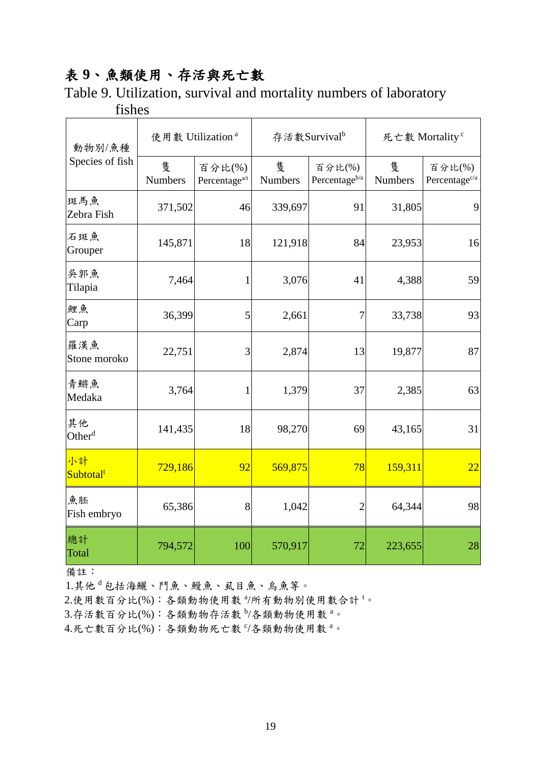# 表 9、魚類使用、存活與死亡數

Table 9. Utilization, survival and mortality numbers of laboratory fishes

| 動物別/魚種 Species of fish | 使用數 Utilization [a] | | 存活數Survival[b] | | 死亡數 Mortality [c] | |
|---|---|---|---|---|---|---|
| | 隻 Numbers | 百分比(%) Percentage[a/t] | 隻 Numbers | 百分比(%) Percentage[b/a] | 隻 Numbers | 百分比(%) Percentage[c/a] |
| 斑馬魚 Zebra Fish | 371,502 | 46 | 339,697 | 91 | 31,805 | 9 |
| 石斑魚 Grouper | 145,871 | 18 | 121,918 | 84 | 23,953 | 16 |
| 吳郭魚 Tilapia | 7,464 | 1 | 3,076 | 41 | 4,388 | 59 |
| 鯉魚 Carp | 36,399 | 5 | 2,661 | 7 | 33,738 | 93 |
| 羅漢魚 Stone moroko | 22,751 | 3 | 2,874 | 13 | 19,877 | 87 |
| 青鱂魚 Medaka | 3,764 | 1 | 1,379 | 37 | 2,385 | 63 |
| 其他 Other[d] | 141,435 | 18 | 98,270 | 69 | 43,165 | 31 |
| 小計 Subtotal[t] | 729,186 | 92 | 569,875 | 78 | 159,311 | 22 |
| 魚胚 Fish embryo | 65,386 | 8 | 1,042 | 2 | 64,344 | 98 |
| 總計 Total | 794,572 | 100 | 570,917 | 72 | 223,655 | 28 |

備註：

1.其他 [d] 包括海鱺、鬥魚、鰻魚、虱目魚、烏魚等。

2.使用數百分比(%)：各類動物使用數 [a]/所有動物別使用數合計 [t]。

3.存活數百分比(%)：各類動物存活數 [b]/各類動物使用數 [a]。

4.死亡數百分比(%)：各類動物死亡數 [c]/各類動物使用數 [a]。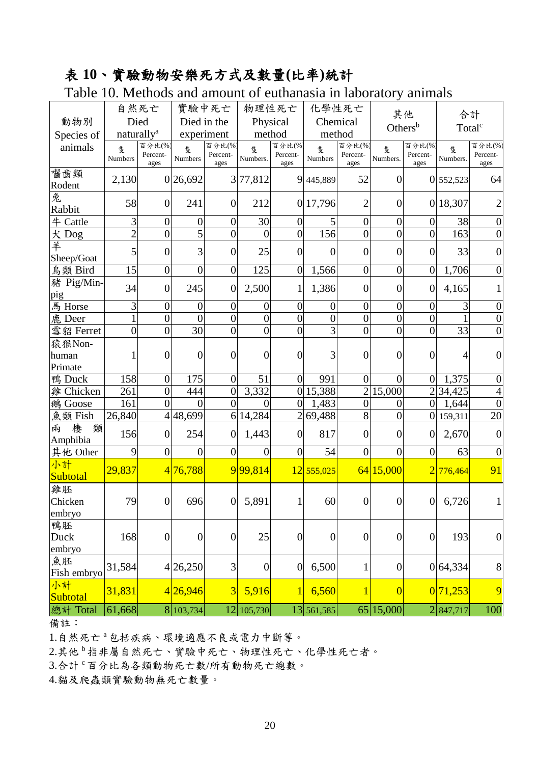# 表 10、實驗動物安樂死方式及數量(比率)統計

Table 10. Methods and amount of euthanasia in laboratory animals

| 動物別 Species of animals | 自然死亡 Died naturally[a] | | 實驗中死亡 Died in the experiment | | 物理性死亡 Physical method | | 化學性死亡 Chemical method | | 其他 Others[b] | | 合計 Total[c] | |
|---|---|---|---|---|---|---|---|---|---|---|---|---|
| | 隻 Numbers | 百分比(%) Percent-ages | 隻 Numbers | 百分比(%) Percent-ages | 隻 Numbers. | 百分比(%) Percent-ages | 隻 Numbers | 百分比(%) Percent-ages | 隻 Numbers. | 百分比(%) Percent-ages | 隻 Numbers. | 百分比(%) Percent-ages |
| 嚙齒類 Rodent | 2,130 | 0 | 26,692 | 3 | 77,812 | 9 | 445,889 | 52 | 0 | 0 | 552,523 | 64 |
| 兔 Rabbit | 58 | 0 | 241 | 0 | 212 | 0 | 17,796 | 2 | 0 | 0 | 18,307 | 2 |
| 牛 Cattle | 3 | 0 | 0 | 0 | 30 | 0 | 5 | 0 | 0 | 0 | 38 | 0 |
| 犬 Dog | 2 | 0 | 5 | 0 | 0 | 0 | 156 | 0 | 0 | 0 | 163 | 0 |
| 羊 Sheep/Goat | 5 | 0 | 3 | 0 | 25 | 0 | 0 | 0 | 0 | 0 | 33 | 0 |
| 鳥類 Bird | 15 | 0 | 0 | 0 | 125 | 0 | 1,566 | 0 | 0 | 0 | 1,706 | 0 |
| 豬 Pig/Mini-pig | 34 | 0 | 245 | 0 | 2,500 | 1 | 1,386 | 0 | 0 | 0 | 4,165 | 1 |
| 馬 Horse | 3 | 0 | 0 | 0 | 0 | 0 | 0 | 0 | 0 | 0 | 3 | 0 |
| 鹿 Deer | 1 | 0 | 0 | 0 | 0 | 0 | 0 | 0 | 0 | 0 | 1 | 0 |
| 雪貂 Ferret | 0 | 0 | 30 | 0 | 0 | 0 | 3 | 0 | 0 | 0 | 33 | 0 |
| 猿猴 Non-human Primate | 1 | 0 | 0 | 0 | 0 | 0 | 3 | 0 | 0 | 0 | 4 | 0 |
| 鴨 Duck | 158 | 0 | 175 | 0 | 51 | 0 | 991 | 0 | 0 | 0 | 1,375 | 0 |
| 雞 Chicken | 261 | 0 | 444 | 0 | 3,332 | 0 | 15,388 | 2 | 15,000 | 2 | 34,425 | 4 |
| 鵝 Goose | 161 | 0 | 0 | 0 | 0 | 0 | 1,483 | 0 | 0 | 0 | 1,644 | 0 |
| 魚類 Fish | 26,840 | 4 | 48,699 | 6 | 14,284 | 2 | 69,488 | 8 | 0 | 0 | 159,311 | 20 |
| 兩棲類 Amphibia | 156 | 0 | 254 | 0 | 1,443 | 0 | 817 | 0 | 0 | 0 | 2,670 | 0 |
| 其他 Other | 9 | 0 | 0 | 0 | 0 | 0 | 54 | 0 | 0 | 0 | 63 | 0 |
| 小計 Subtotal | 29,837 | 4 | 76,788 | 9 | 99,814 | 12 | 555,025 | 64 | 15,000 | 2 | 776,464 | 91 |
| 雞胚 Chicken embryo | 79 | 0 | 696 | 0 | 5,891 | 1 | 60 | 0 | 0 | 0 | 6,726 | 1 |
| 鴨胚 Duck embryo | 168 | 0 | 0 | 0 | 25 | 0 | 0 | 0 | 0 | 0 | 193 | 0 |
| 魚胚 Fish embryo | 31,584 | 4 | 26,250 | 3 | 0 | 0 | 6,500 | 1 | 0 | 0 | 64,334 | 8 |
| 小計 Subtotal | 31,831 | 4 | 26,946 | 3 | 5,916 | 1 | 6,560 | 1 | 0 | 0 | 71,253 | 9 |
| 總計 Total | 61,668 | 8 | 103,734 | 12 | 105,730 | 13 | 561,585 | 65 | 15,000 | 2 | 847,717 | 100 |

備註：

1.自然死亡[a]包括疾病、環境適應不良或電力中斷等。

2.其他[b]指非屬自然死亡、實驗中死亡、物理性死亡、化學性死亡者。

3.合計[c]百分比為各類動物死亡數/所有動物死亡總數。

4.貓及爬蟲類實驗動物無死亡數量。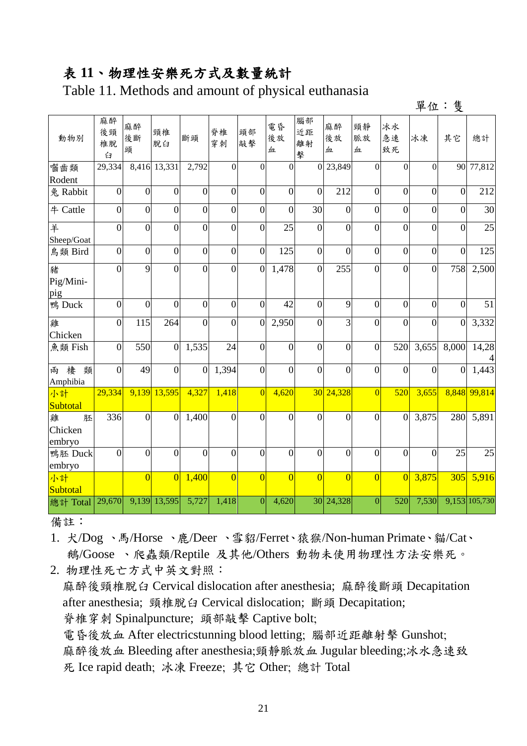# 表 11、物理性安樂死方式及數量統計

Table 11. Methods and amount of physical euthanasia

單位：隻

| 動物別 | 麻醉後頸椎脫臼 | 麻醉後斷頭 | 頸椎脫臼 | 斷頭 | 脊椎穿刺 | 頭部敲擊 | 電昏後放血 | 腦部近距離射擊 | 麻醉後放血 | 頸靜脈放血 | 冰水急速致死 | 冰凍 | 其它 | 總計 |
|---|---|---|---|---|---|---|---|---|---|---|---|---|---|---|
| 嚙齒類 Rodent | 29,334 | 8,416 | 13,331 | 2,792 | 0 | 0 | 0 | 0 | 23,849 | 0 | 0 | 0 | 90 | 77,812 |
| 兔 Rabbit | 0 | 0 | 0 | 0 | 0 | 0 | 0 | 0 | 212 | 0 | 0 | 0 | 0 | 212 |
| 牛 Cattle | 0 | 0 | 0 | 0 | 0 | 0 | 0 | 30 | 0 | 0 | 0 | 0 | 0 | 30 |
| 羊 Sheep/Goat | 0 | 0 | 0 | 0 | 0 | 0 | 25 | 0 | 0 | 0 | 0 | 0 | 0 | 25 |
| 鳥類 Bird | 0 | 0 | 0 | 0 | 0 | 0 | 125 | 0 | 0 | 0 | 0 | 0 | 0 | 125 |
| 豬 Pig/Mini-pig | 0 | 9 | 0 | 0 | 0 | 0 | 1,478 | 0 | 255 | 0 | 0 | 0 | 758 | 2,500 |
| 鴨 Duck | 0 | 0 | 0 | 0 | 0 | 0 | 42 | 0 | 9 | 0 | 0 | 0 | 0 | 51 |
| 雞 Chicken | 0 | 115 | 264 | 0 | 0 | 0 | 2,950 | 0 | 3 | 0 | 0 | 0 | 0 | 3,332 |
| 魚類 Fish | 0 | 550 | 0 | 1,535 | 24 | 0 | 0 | 0 | 0 | 0 | 520 | 3,655 | 8,000 | 14,284 |
| 兩棲類 Amphibia | 0 | 49 | 0 | 0 | 1,394 | 0 | 0 | 0 | 0 | 0 | 0 | 0 | 0 | 1,443 |
| 小計 Subtotal | 29,334 | 9,139 | 13,595 | 4,327 | 1,418 | 0 | 4,620 | 30 | 24,328 | 0 | 520 | 3,655 | 8,848 | 99,814 |
| 雞胚 Chicken embryo | 336 | 0 | 0 | 1,400 | 0 | 0 | 0 | 0 | 0 | 0 | 0 | 3,875 | 280 | 5,891 |
| 鴨胚 Duck embryo | 0 | 0 | 0 | 0 | 0 | 0 | 0 | 0 | 0 | 0 | 0 | 0 | 25 | 25 |
| 小計 Subtotal | | 0 | 0 | 1,400 | 0 | 0 | 0 | 0 | 0 | 0 | 0 | 3,875 | 305 | 5,916 |
| 總計 Total | 29,670 | 9,139 | 13,595 | 5,727 | 1,418 | 0 | 4,620 | 30 | 24,328 | 0 | 520 | 7,530 | 9,153 | 105,730 |

備註：

1. 犬/Dog 、馬/Horse 、鹿/Deer 、雪貂/Ferret、猿猴/Non-human Primate、貓/Cat、鵝/Goose 、爬蟲類/Reptile 及其他/Others 動物未使用物理性方法安樂死。
2. 物理性死亡方式中英文對照：

   麻醉後頸椎脫臼 Cervical dislocation after anesthesia; 麻醉後斷頭 Decapitation after anesthesia; 頸椎脫臼 Cervical dislocation; 斷頭 Decapitation;
   脊椎穿刺 Spinalpuncture; 頭部敲擊 Captive bolt;
   電昏後放血 After electricstunning blood letting; 腦部近距離射擊 Gunshot;
   麻醉後放血 Bleeding after anesthesia;頸靜脈放血 Jugular bleeding;冰水急速致死 Ice rapid death; 冰凍 Freeze; 其它 Other; 總計 Total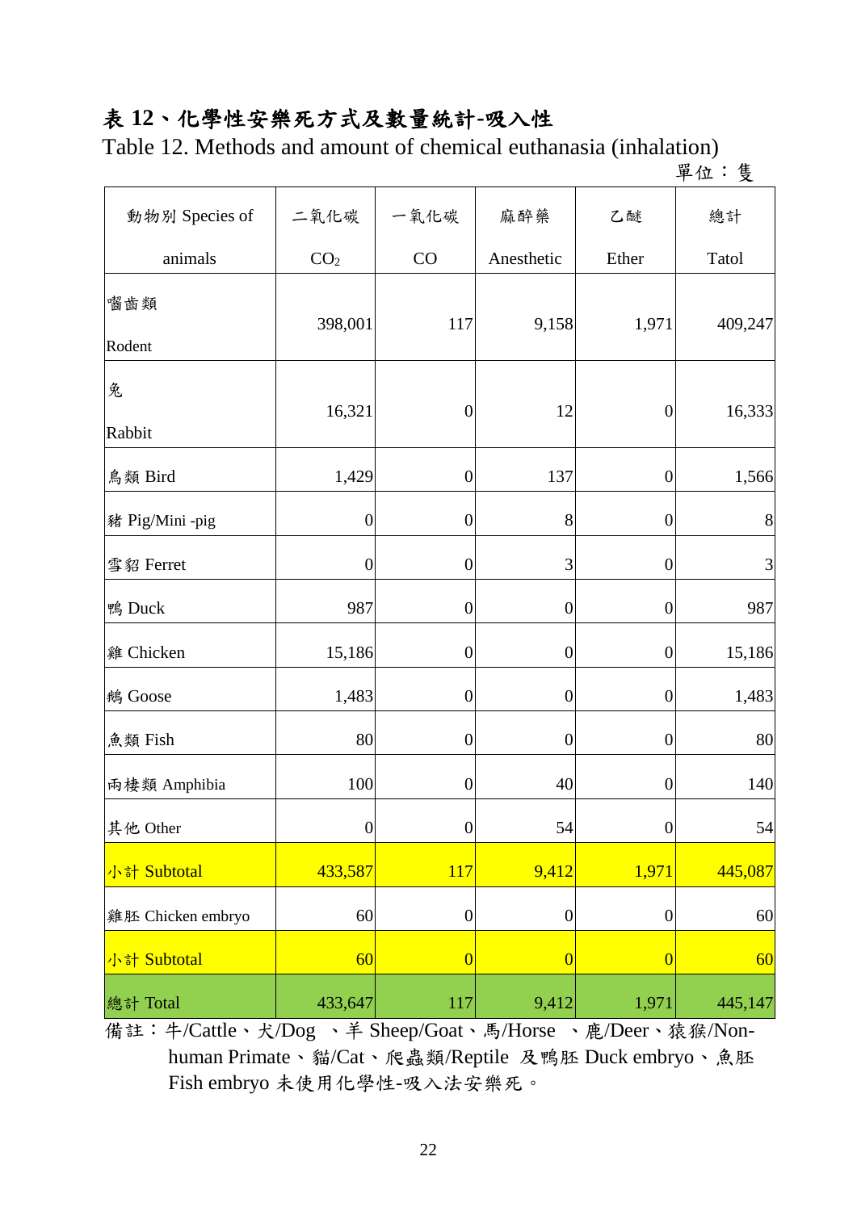# 表 12、化學性安樂死方式及數量統計-吸入性

Table 12. Methods and amount of chemical euthanasia (inhalation)

單位：隻

| 動物別 Species of animals | 二氧化碳 $CO_2$ | 一氧化碳 CO | 麻醉藥 Anesthetic | 乙醚 Ether | 總計 Tatol |
|---|---|---|---|---|---|
| 囓齒類 Rodent | 398,001 | 117 | 9,158 | 1,971 | 409,247 |
| 兔 Rabbit | 16,321 | 0 | 12 | 0 | 16,333 |
| 鳥類 Bird | 1,429 | 0 | 137 | 0 | 1,566 |
| 豬 Pig/Mini -pig | 0 | 0 | 8 | 0 | 8 |
| 雪貂 Ferret | 0 | 0 | 3 | 0 | 3 |
| 鴨 Duck | 987 | 0 | 0 | 0 | 987 |
| 雞 Chicken | 15,186 | 0 | 0 | 0 | 15,186 |
| 鵝 Goose | 1,483 | 0 | 0 | 0 | 1,483 |
| 魚類 Fish | 80 | 0 | 0 | 0 | 80 |
| 兩棲類 Amphibia | 100 | 0 | 40 | 0 | 140 |
| 其他 Other | 0 | 0 | 54 | 0 | 54 |
| 小計 Subtotal | 433,587 | 117 | 9,412 | 1,971 | 445,087 |
| 雞胚 Chicken embryo | 60 | 0 | 0 | 0 | 60 |
| 小計 Subtotal | 60 | 0 | 0 | 0 | 60 |
| 總計 Total | 433,647 | 117 | 9,412 | 1,971 | 445,147 |

備註：牛/Cattle、犬/Dog 、羊 Sheep/Goat、馬/Horse 、鹿/Deer、猿猴/Non-human Primate、貓/Cat、爬蟲類/Reptile 及鴨胚 Duck embryo、魚胚 Fish embryo 未使用化學性-吸入法安樂死。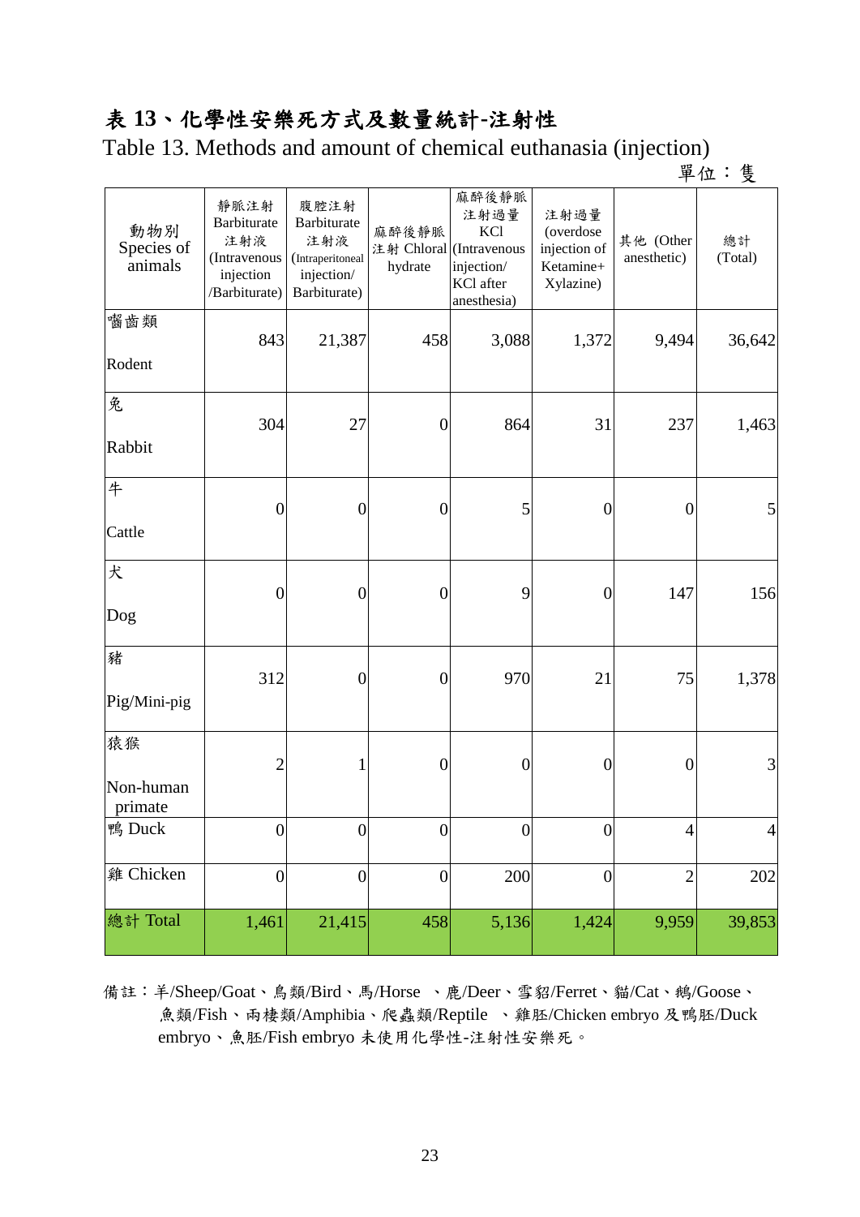# 表 13、化學性安樂死方式及數量統計-注射性

Table 13. Methods and amount of chemical euthanasia (injection)

單位：隻

| 動物別 Species of animals | 靜脈注射 Barbiturate 注射液 (Intravenous injection /Barbiturate) | 腹腔注射 Barbiturate 注射液 (Intraperitoneal injection/ Barbiturate) | 麻醉後靜脈注射 Chloral hydrate | 麻醉後靜脈注射過量 KCl (Intravenous injection/ KCl after anesthesia) | 注射過量 (overdose injection of Ketamine+ Xylazine) | 其他 (Other anesthetic) | 總計 (Total) |
|---|---|---|---|---|---|---|---|
| 囓齒類 Rodent | 843 | 21,387 | 458 | 3,088 | 1,372 | 9,494 | 36,642 |
| 兔 Rabbit | 304 | 27 | 0 | 864 | 31 | 237 | 1,463 |
| 牛 Cattle | 0 | 0 | 0 | 5 | 0 | 0 | 5 |
| 犬 Dog | 0 | 0 | 0 | 9 | 0 | 147 | 156 |
| 豬 Pig/Mini-pig | 312 | 0 | 0 | 970 | 21 | 75 | 1,378 |
| 猿猴 Non-human primate | 2 | 1 | 0 | 0 | 0 | 0 | 3 |
| 鴨 Duck | 0 | 0 | 0 | 0 | 0 | 4 | 4 |
| 雞 Chicken | 0 | 0 | 0 | 200 | 0 | 2 | 202 |
| 總計 Total | 1,461 | 21,415 | 458 | 5,136 | 1,424 | 9,959 | 39,853 |

備註：羊/Sheep/Goat、鳥類/Bird、馬/Horse 、鹿/Deer、雪貂/Ferret、貓/Cat、鵝/Goose、魚類/Fish、兩棲類/Amphibia、爬蟲類/Reptile 、雞胚/Chicken embryo 及鴨胚/Duck embryo、魚胚/Fish embryo 未使用化學性-注射性安樂死。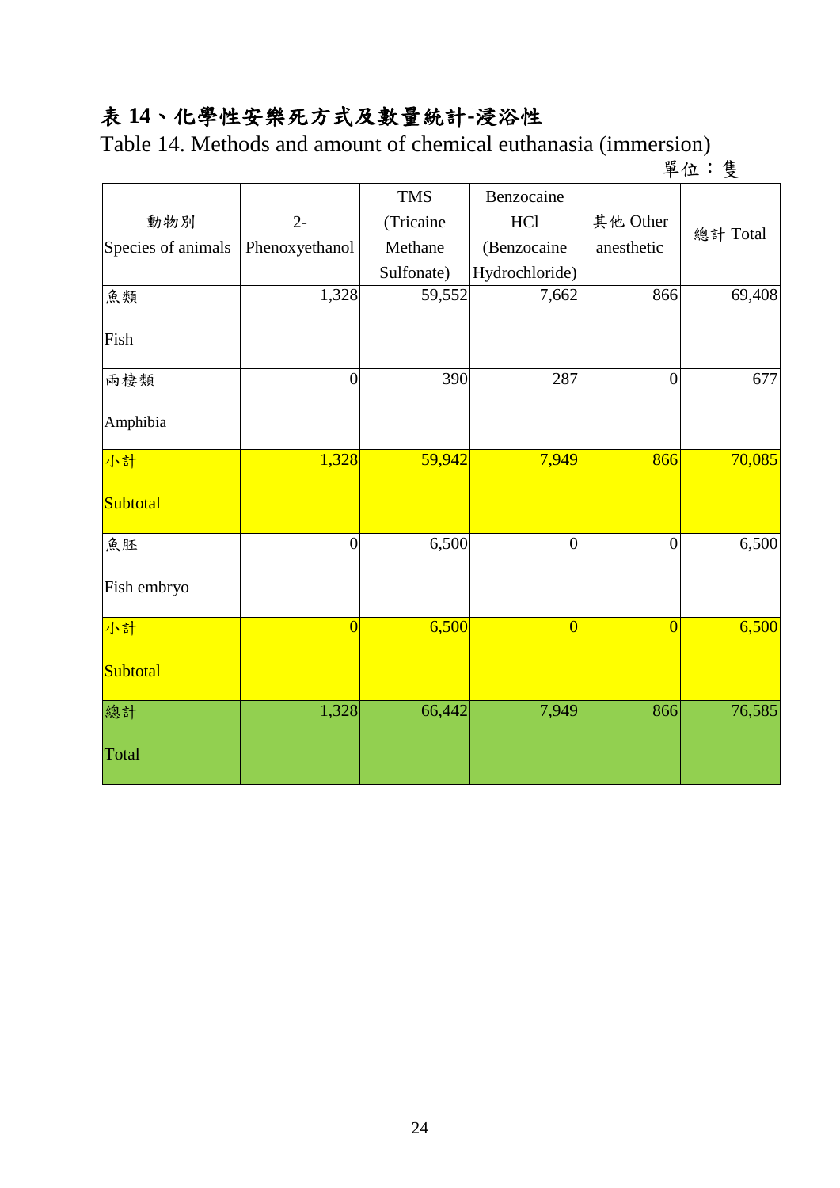# 表 14、化學性安樂死方式及數量統計-浸浴性

Table 14. Methods and amount of chemical euthanasia (immersion)

單位：隻

| 動物別 Species of animals | 2-Phenoxyethanol | TMS (Tricaine Methane Sulfonate) | Benzocaine HCl (Benzocaine Hydrochloride) | 其他 Other anesthetic | 總計 Total |
|---|---|---|---|---|---|
| 魚類 Fish | 1,328 | 59,552 | 7,662 | 866 | 69,408 |
| 兩棲類 Amphibia | 0 | 390 | 287 | 0 | 677 |
| 小計 Subtotal | 1,328 | 59,942 | 7,949 | 866 | 70,085 |
| 魚胚 Fish embryo | 0 | 6,500 | 0 | 0 | 6,500 |
| 小計 Subtotal | 0 | 6,500 | 0 | 0 | 6,500 |
| 總計 Total | 1,328 | 66,442 | 7,949 | 866 | 76,585 |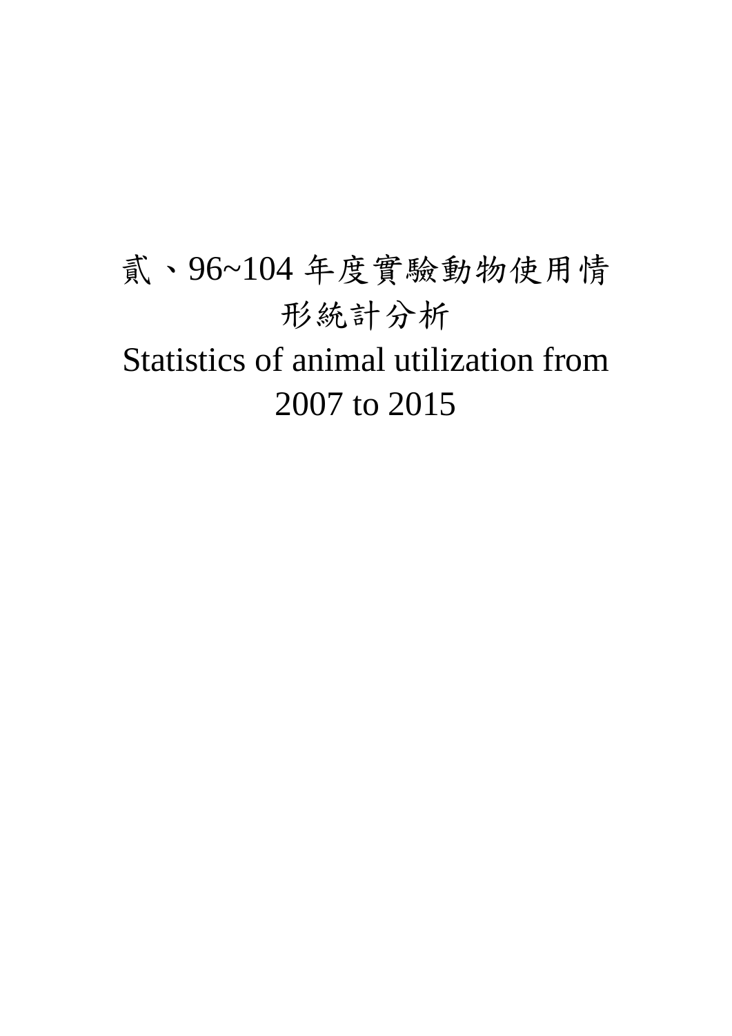# 貳、96~104 年度實驗動物使用情形統計分析

# Statistics of animal utilization from 2007 to 2015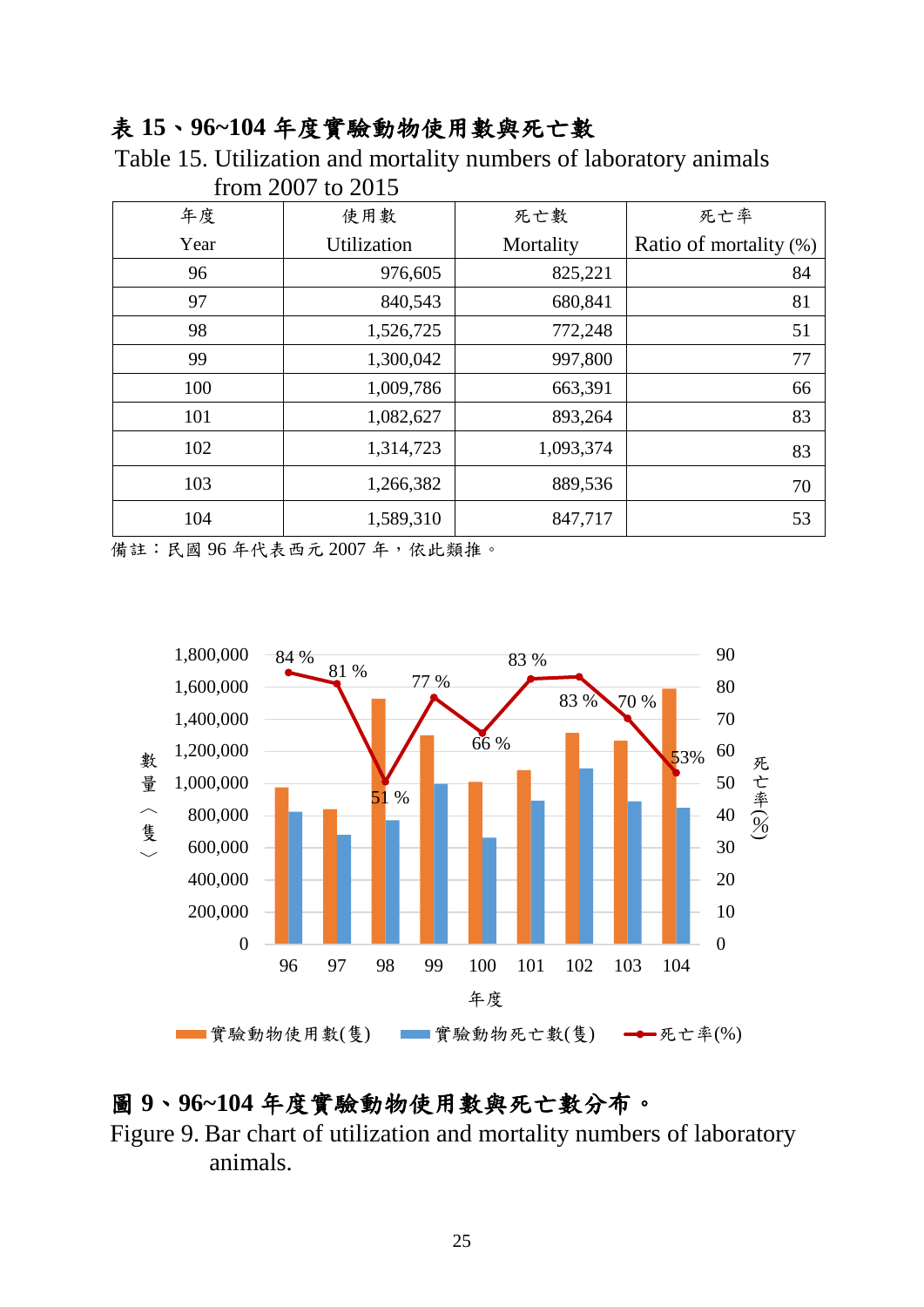**表 15、96~104 年度實驗動物使用數與死亡數**

Table 15. Utilization and mortality numbers of laboratory animals from 2007 to 2015

| 年度<br>Year | 使用數<br>Utilization | 死亡數<br>Mortality | 死亡率<br>Ratio of mortality (%) |
|---|---|---|---|
| 96 | 976,605 | 825,221 | 84 |
| 97 | 840,543 | 680,841 | 81 |
| 98 | 1,526,725 | 772,248 | 51 |
| 99 | 1,300,042 | 997,800 | 77 |
| 100 | 1,009,786 | 663,391 | 66 |
| 101 | 1,082,627 | 893,264 | 83 |
| 102 | 1,314,723 | 1,093,374 | 83 |
| 103 | 1,266,382 | 889,536 | 70 |
| 104 | 1,589,310 | 847,717 | 53 |

備註：民國 96 年代表西元 2007 年，依此類推。

**圖 9、96~104 年度實驗動物使用數與死亡數分布。**

Figure 9. Bar chart of utilization and mortality numbers of laboratory animals.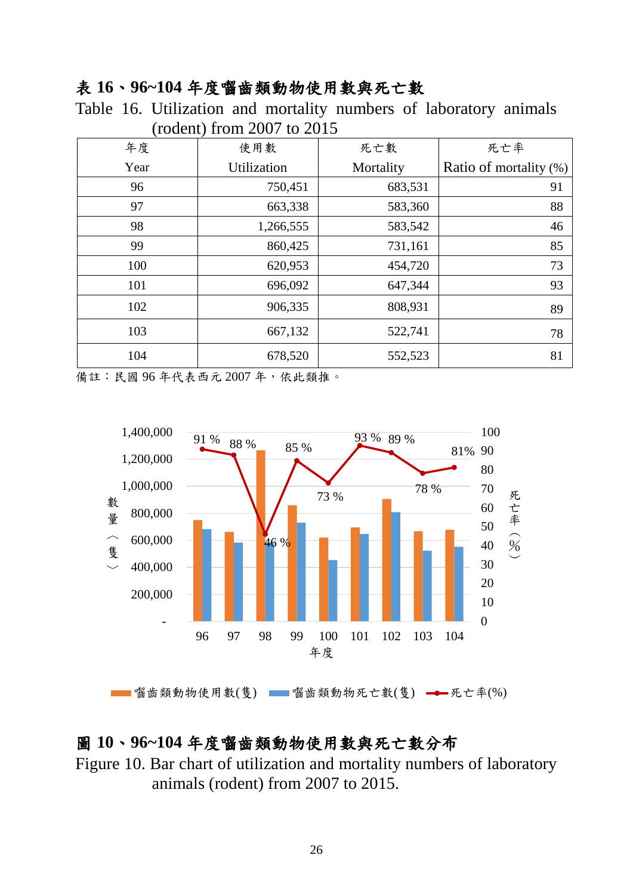## 表 16、96~104 年度囓齒類動物使用數與死亡數

Table 16. Utilization and mortality numbers of laboratory animals (rodent) from 2007 to 2015

| 年度 Year | 使用數 Utilization | 死亡數 Mortality | 死亡率 Ratio of mortality (%) |
|---|---|---|---|
| 96 | 750,451 | 683,531 | 91 |
| 97 | 663,338 | 583,360 | 88 |
| 98 | 1,266,555 | 583,542 | 46 |
| 99 | 860,425 | 731,161 | 85 |
| 100 | 620,953 | 454,720 | 73 |
| 101 | 696,092 | 647,344 | 93 |
| 102 | 906,335 | 808,931 | 89 |
| 103 | 667,132 | 522,741 | 78 |
| 104 | 678,520 | 552,523 | 81 |

備註：民國 96 年代表西元 2007 年，依此類推。

## 圖 10、96~104 年度囓齒類動物使用數與死亡數分布

Figure 10. Bar chart of utilization and mortality numbers of laboratory animals (rodent) from 2007 to 2015.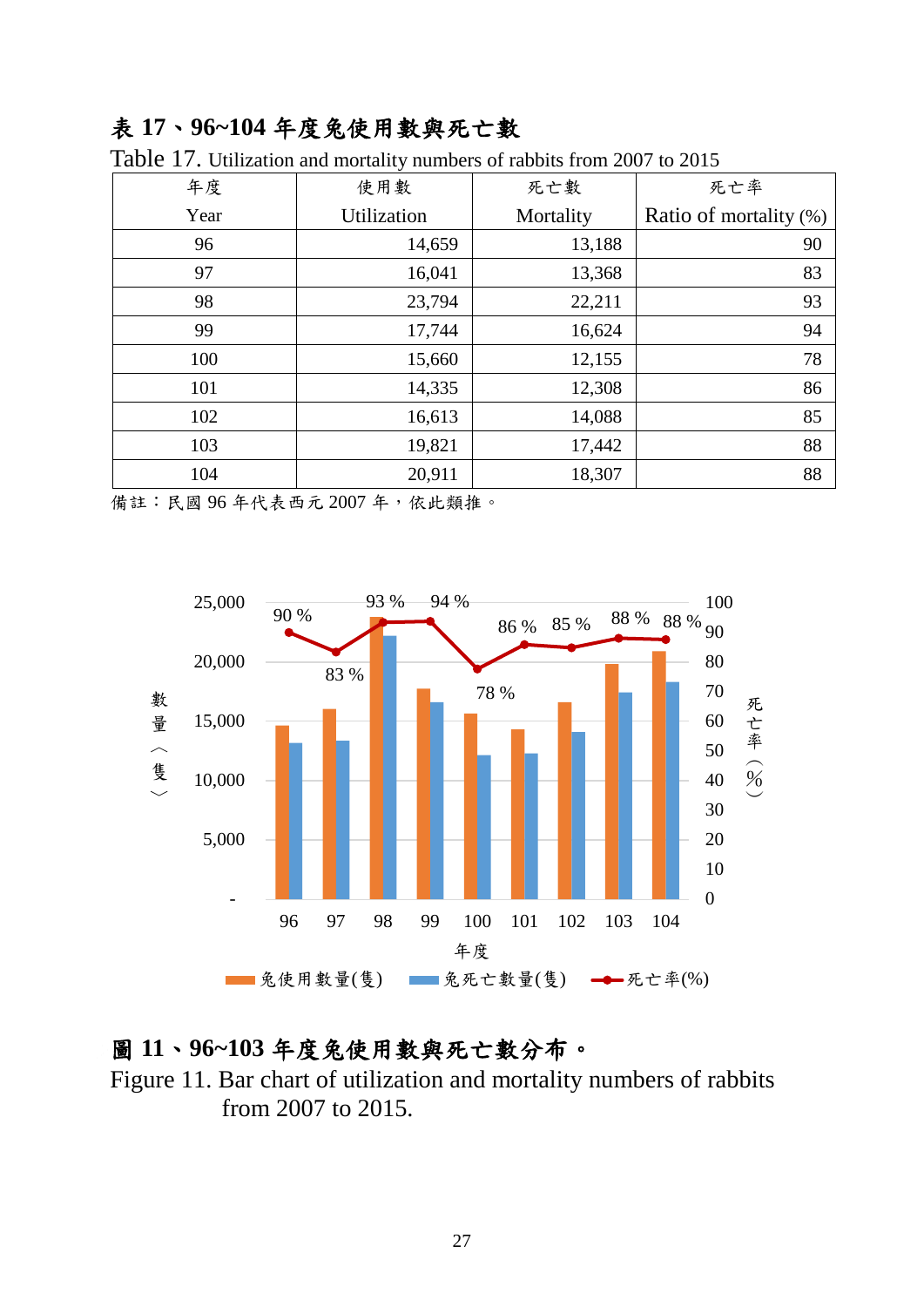**表 17、96~104 年度兔使用數與死亡數**

Table 17. Utilization and mortality numbers of rabbits from 2007 to 2015

| 年度<br>Year | 使用數<br>Utilization | 死亡數<br>Mortality | 死亡率<br>Ratio of mortality (%) |
|---|---|---|---|
| 96 | 14,659 | 13,188 | 90 |
| 97 | 16,041 | 13,368 | 83 |
| 98 | 23,794 | 22,211 | 93 |
| 99 | 17,744 | 16,624 | 94 |
| 100 | 15,660 | 12,155 | 78 |
| 101 | 14,335 | 12,308 | 86 |
| 102 | 16,613 | 14,088 | 85 |
| 103 | 19,821 | 17,442 | 88 |
| 104 | 20,911 | 18,307 | 88 |

備註：民國 96 年代表西元 2007 年，依此類推。

**圖 11、96~103 年度兔使用數與死亡數分布。**

Figure 11. Bar chart of utilization and mortality numbers of rabbits from 2007 to 2015.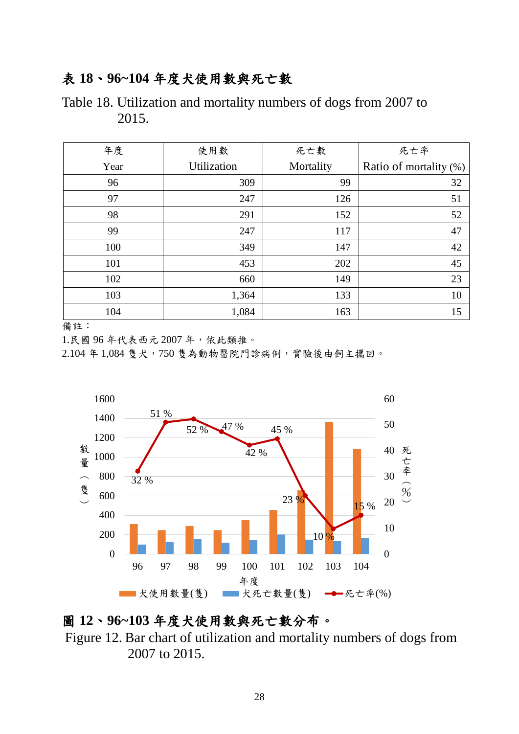## 表 18、96~104 年度犬使用數與死亡數

Table 18. Utilization and mortality numbers of dogs from 2007 to 2015.

| 年度 Year | 使用數 Utilization | 死亡數 Mortality | 死亡率 Ratio of mortality (%) |
|---|---|---|---|
| 96 | 309 | 99 | 32 |
| 97 | 247 | 126 | 51 |
| 98 | 291 | 152 | 52 |
| 99 | 247 | 117 | 47 |
| 100 | 349 | 147 | 42 |
| 101 | 453 | 202 | 45 |
| 102 | 660 | 149 | 23 |
| 103 | 1,364 | 133 | 10 |
| 104 | 1,084 | 163 | 15 |

備註：

1.民國 96 年代表西元 2007 年，依此類推。

2.104 年 1,084 隻犬，750 隻為動物醫院門診病例，實驗後由飼主攜回。

## 圖 12、96~103 年度犬使用數與死亡數分布。

Figure 12. Bar chart of utilization and mortality numbers of dogs from 2007 to 2015.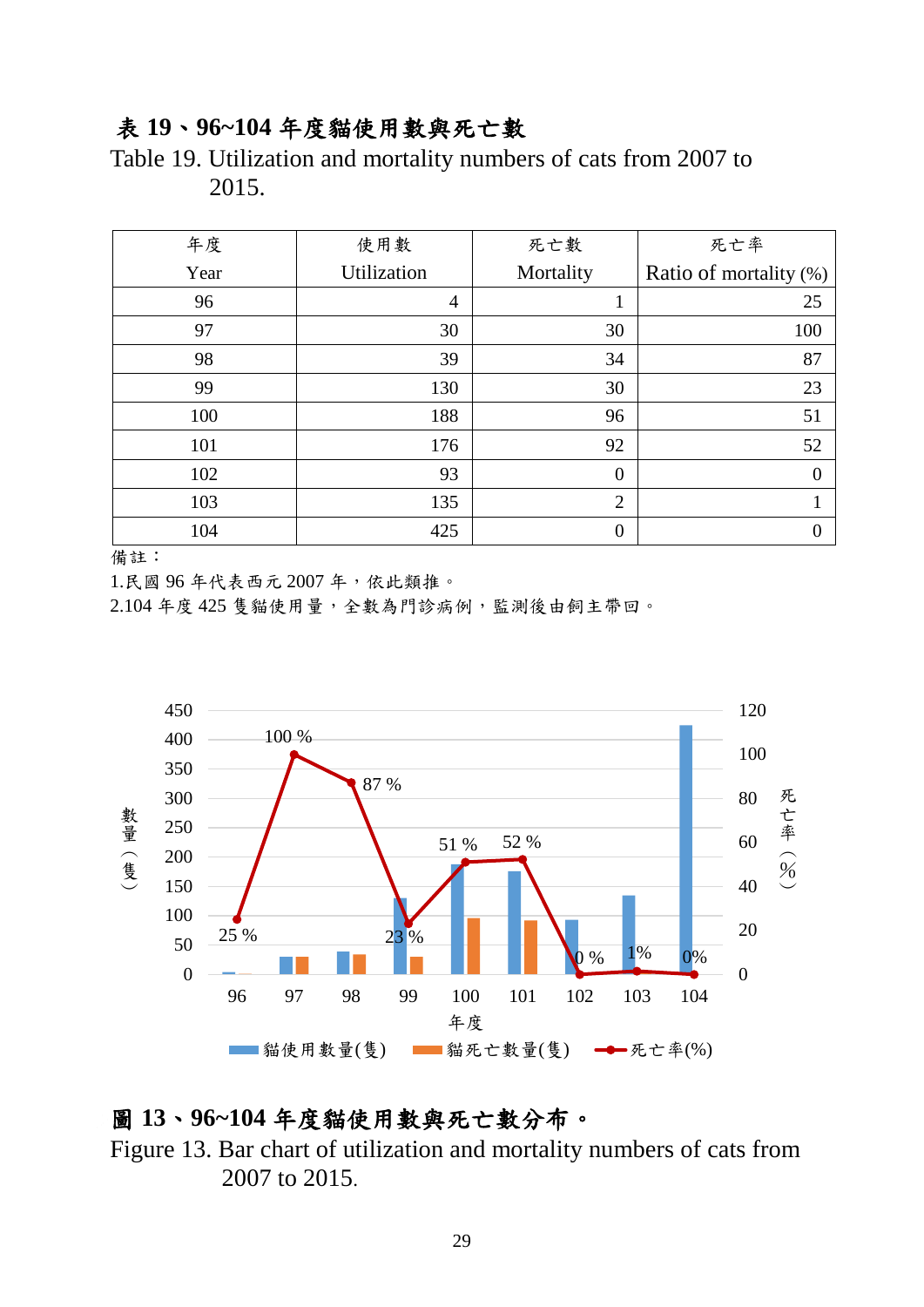**表 19、96~104 年度貓使用數與死亡數**

Table 19. Utilization and mortality numbers of cats from 2007 to 2015.

| 年度 Year | 使用數 Utilization | 死亡數 Mortality | 死亡率 Ratio of mortality (%) |
|---|---|---|---|
| 96 | 4 | 1 | 25 |
| 97 | 30 | 30 | 100 |
| 98 | 39 | 34 | 87 |
| 99 | 130 | 30 | 23 |
| 100 | 188 | 96 | 51 |
| 101 | 176 | 92 | 52 |
| 102 | 93 | 0 | 0 |
| 103 | 135 | 2 | 1 |
| 104 | 425 | 0 | 0 |

備註：

1.民國 96 年代表西元 2007 年，依此類推。

2.104 年度 425 隻貓使用量，全數為門診病例，監測後由飼主帶回。

**圖 13、96~104 年度貓使用數與死亡數分布。**

Figure 13. Bar chart of utilization and mortality numbers of cats from 2007 to 2015.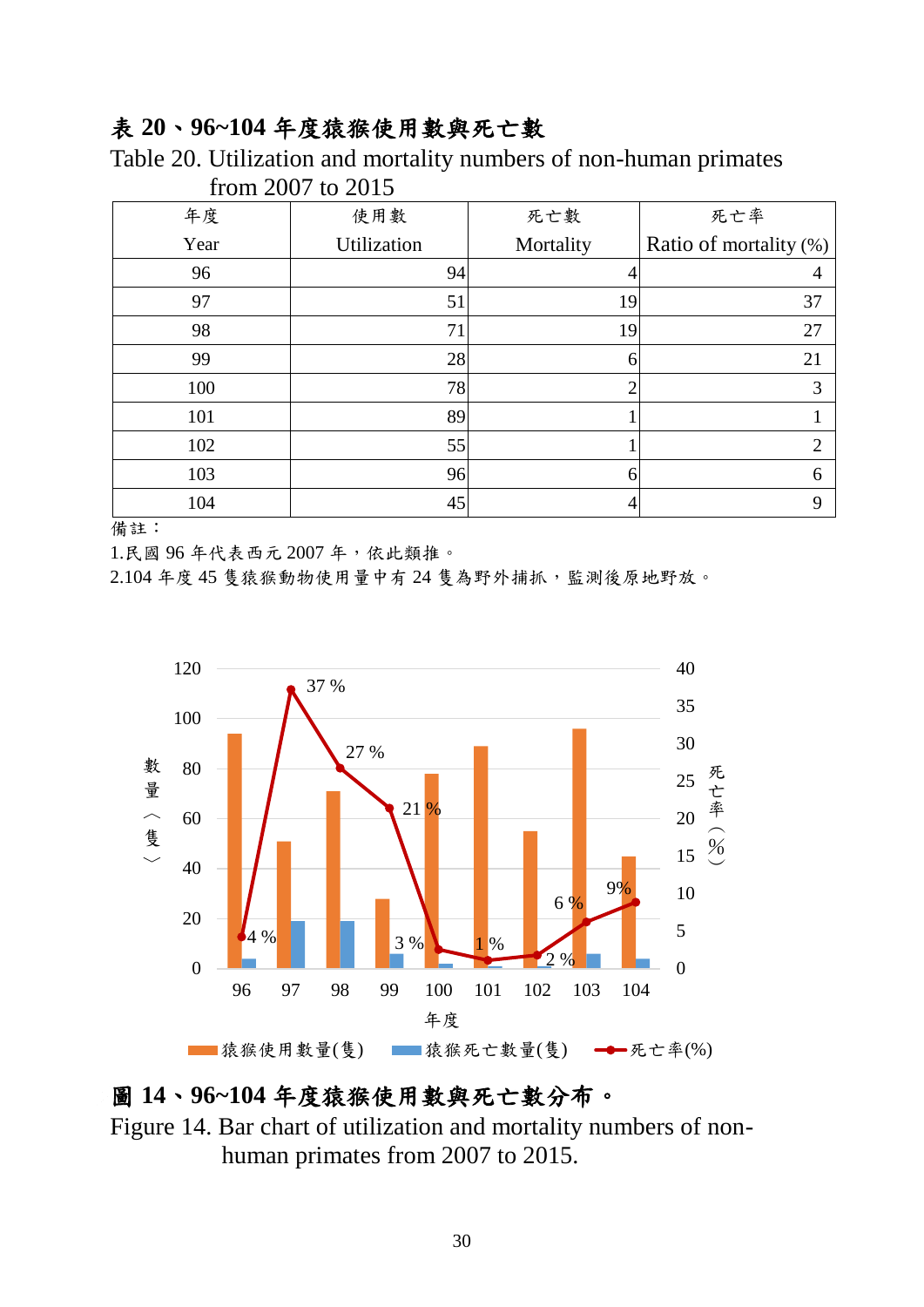## 表 20、96~104 年度猿猴使用數與死亡數

Table 20. Utilization and mortality numbers of non-human primates from 2007 to 2015

| 年度<br>Year | 使用數<br>Utilization | 死亡數<br>Mortality | 死亡率<br>Ratio of mortality (%) |
|---|---|---|---|
| 96 | 94 | 4 | 4 |
| 97 | 51 | 19 | 37 |
| 98 | 71 | 19 | 27 |
| 99 | 28 | 6 | 21 |
| 100 | 78 | 2 | 3 |
| 101 | 89 | 1 | 1 |
| 102 | 55 | 1 | 2 |
| 103 | 96 | 6 | 6 |
| 104 | 45 | 4 | 9 |

備註：

1.民國 96 年代表西元 2007 年，依此類推。

2.104 年度 45 隻猿猴動物使用量中有 24 隻為野外捕抓，監測後原地野放。

## 圖 14、96~104 年度猿猴使用數與死亡數分布。

Figure 14. Bar chart of utilization and mortality numbers of non-human primates from 2007 to 2015.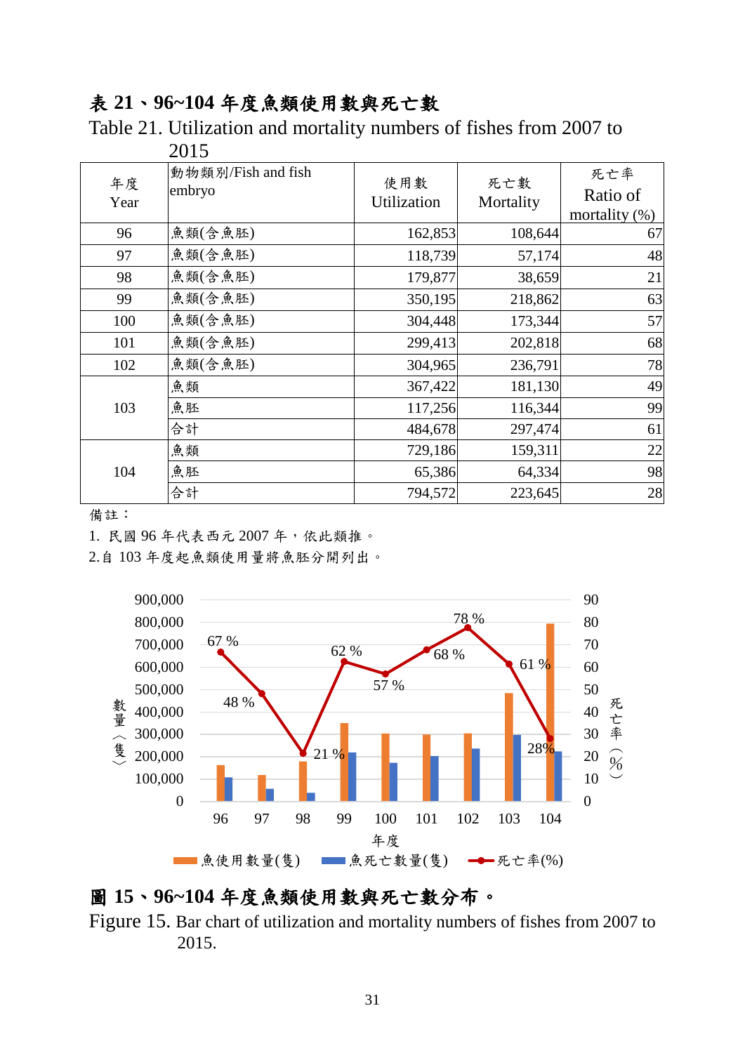# 表 21、96~104 年度魚類使用數與死亡數

Table 21. Utilization and mortality numbers of fishes from 2007 to 2015

| 年度 Year | 動物類別/Fish and fish embryo | 使用數 Utilization | 死亡數 Mortality | 死亡率 Ratio of mortality (%) |
|---|---|---|---|---|
| 96 | 魚類(含魚胚) | 162,853 | 108,644 | 67 |
| 97 | 魚類(含魚胚) | 118,739 | 57,174 | 48 |
| 98 | 魚類(含魚胚) | 179,877 | 38,659 | 21 |
| 99 | 魚類(含魚胚) | 350,195 | 218,862 | 63 |
| 100 | 魚類(含魚胚) | 304,448 | 173,344 | 57 |
| 101 | 魚類(含魚胚) | 299,413 | 202,818 | 68 |
| 102 | 魚類(含魚胚) | 304,965 | 236,791 | 78 |
| 103 | 魚類 | 367,422 | 181,130 | 49 |
| | 魚胚 | 117,256 | 116,344 | 99 |
| | 合計 | 484,678 | 297,474 | 61 |
| 104 | 魚類 | 729,186 | 159,311 | 22 |
| | 魚胚 | 65,386 | 64,334 | 98 |
| | 合計 | 794,572 | 223,645 | 28 |

備註：

1. 民國 96 年代表西元 2007 年，依此類推。
2. 自 103 年度起魚類使用量將魚胚分開列出。

數量（隻）
900,000
800,000
700,000
600,000
500,000
400,000
300,000
200,000
100,000
0

死亡率（%）
90
80
70
60
50
40
30
20
10
0

67 %
48 %
21 %
62 %
57 %
68 %
78 %
61 %
28%

96 97 98 99 100 101 102 103 104
年度

魚使用數量(隻) 魚死亡數量(隻) 死亡率(%)

# 圖 15、96~104 年度魚類使用數與死亡數分布。

Figure 15. Bar chart of utilization and mortality numbers of fishes from 2007 to 2015.